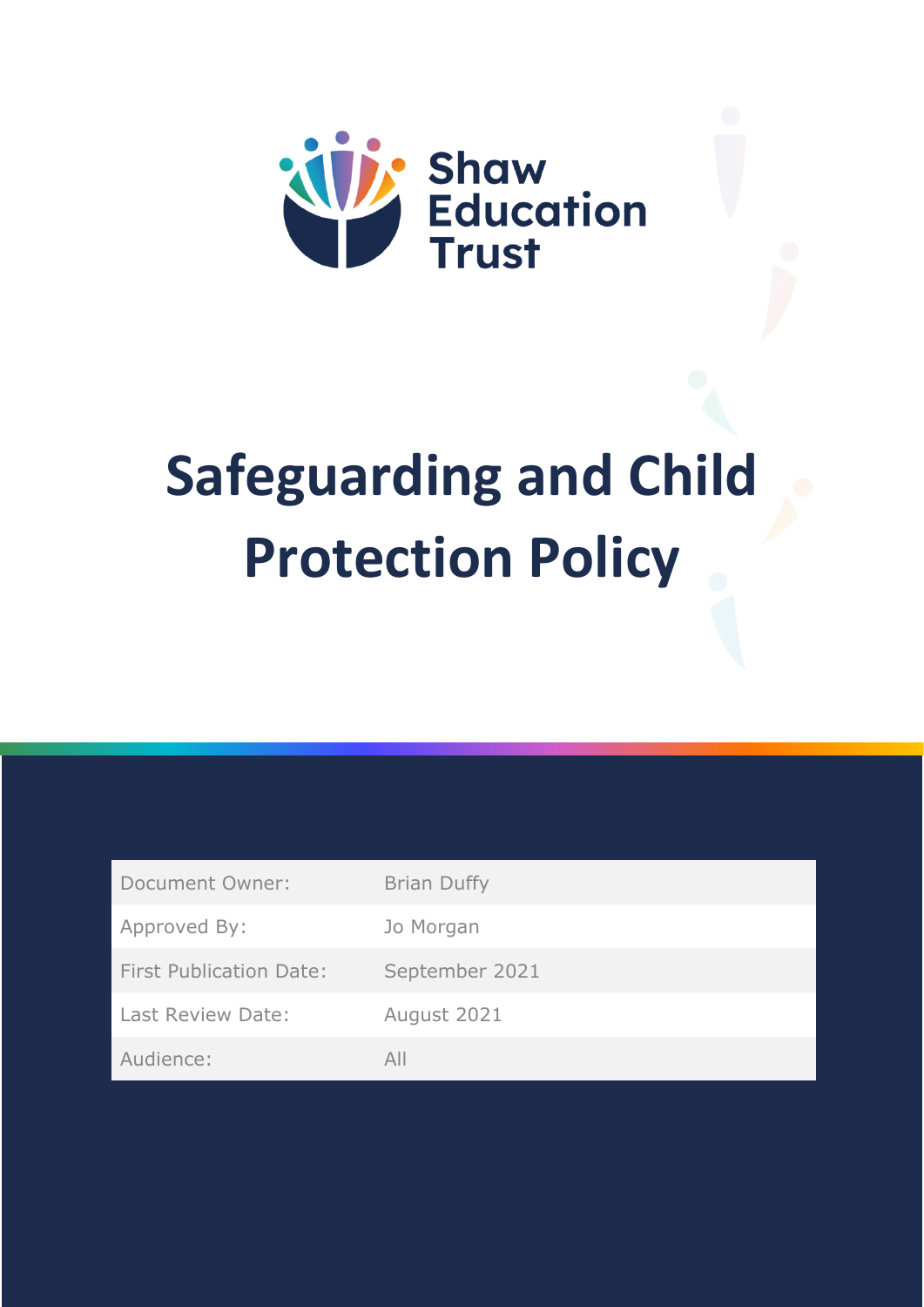Shaw Education Trust

# Safeguarding and Child Protection Policy

| | |
|---|---|
| Document Owner: | Brian Duffy |
| Approved By: | Jo Morgan |
| First Publication Date: | September 2021 |
| Last Review Date: | August 2021 |
| Audience: | All |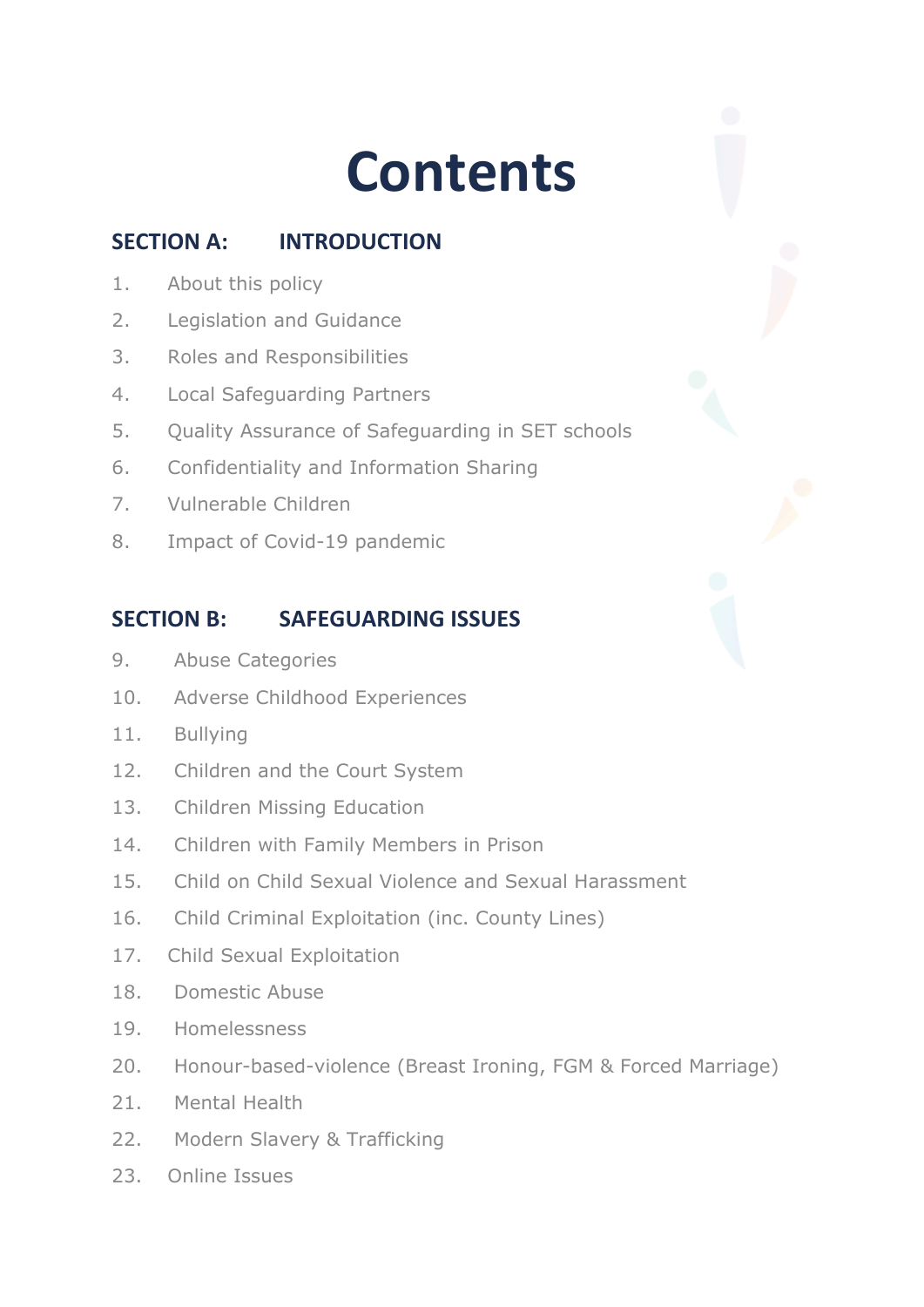# Contents

## SECTION A: INTRODUCTION

1. About this policy
2. Legislation and Guidance
3. Roles and Responsibilities
4. Local Safeguarding Partners
5. Quality Assurance of Safeguarding in SET schools
6. Confidentiality and Information Sharing
7. Vulnerable Children
8. Impact of Covid-19 pandemic

## SECTION B: SAFEGUARDING ISSUES

9. Abuse Categories
10. Adverse Childhood Experiences
11. Bullying
12. Children and the Court System
13. Children Missing Education
14. Children with Family Members in Prison
15. Child on Child Sexual Violence and Sexual Harassment
16. Child Criminal Exploitation (inc. County Lines)
17. Child Sexual Exploitation
18. Domestic Abuse
19. Homelessness
20. Honour-based-violence (Breast Ironing, FGM & Forced Marriage)
21. Mental Health
22. Modern Slavery & Trafficking
23. Online Issues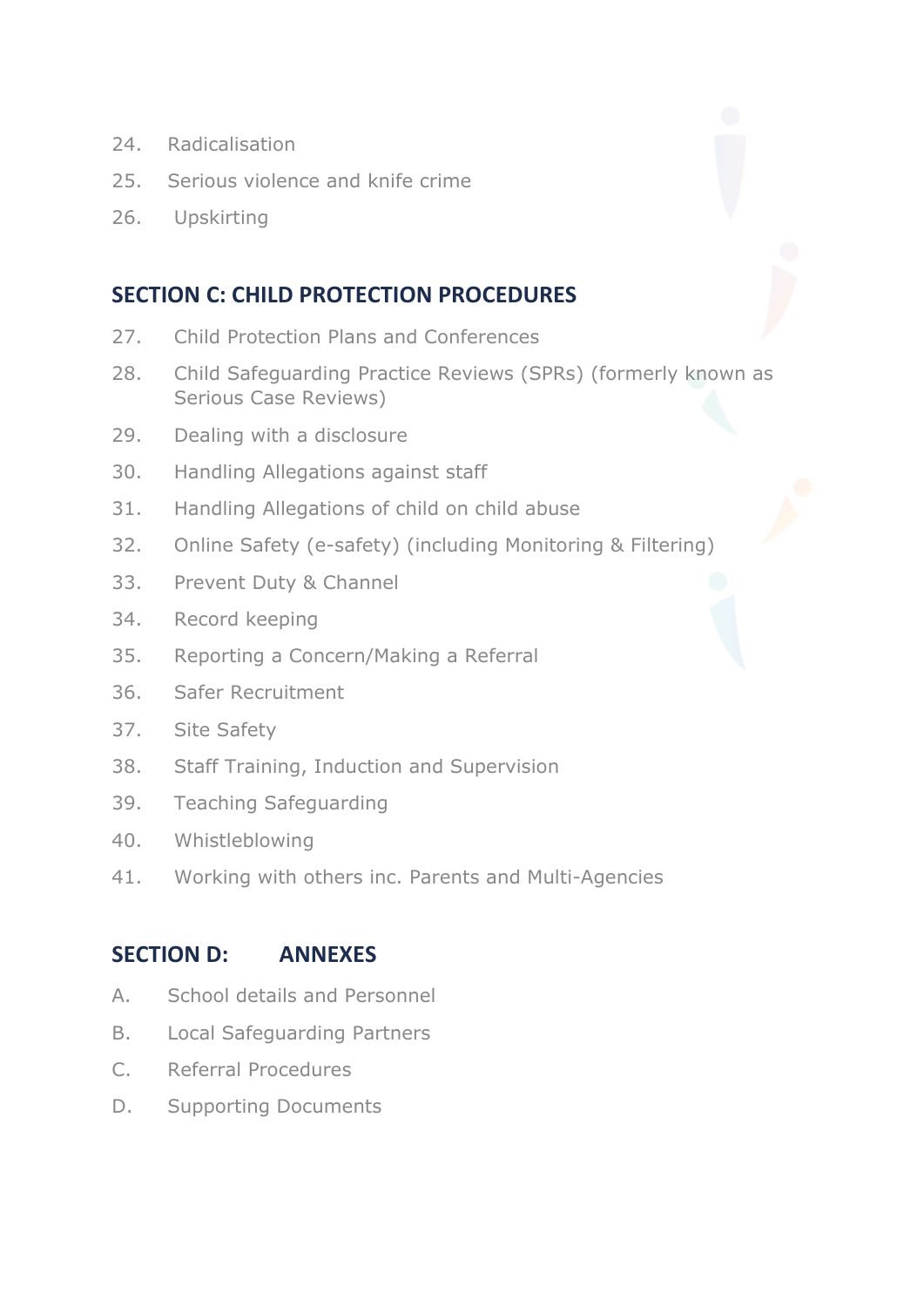24. Radicalisation
25. Serious violence and knife crime
26. Upskirting

## SECTION C: CHILD PROTECTION PROCEDURES

27. Child Protection Plans and Conferences
28. Child Safeguarding Practice Reviews (SPRs) (formerly known as Serious Case Reviews)
29. Dealing with a disclosure
30. Handling Allegations against staff
31. Handling Allegations of child on child abuse
32. Online Safety (e-safety) (including Monitoring & Filtering)
33. Prevent Duty & Channel
34. Record keeping
35. Reporting a Concern/Making a Referral
36. Safer Recruitment
37. Site Safety
38. Staff Training, Induction and Supervision
39. Teaching Safeguarding
40. Whistleblowing
41. Working with others inc. Parents and Multi-Agencies

## SECTION D: ANNEXES

A. School details and Personnel

B. Local Safeguarding Partners

C. Referral Procedures

D. Supporting Documents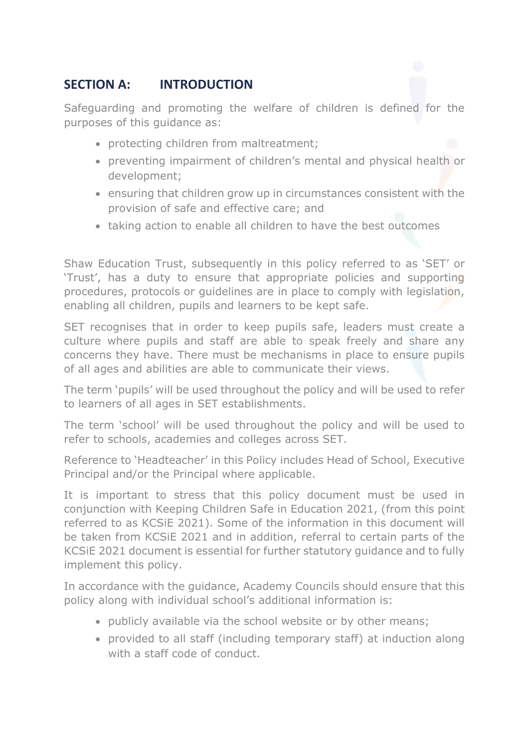## SECTION A: INTRODUCTION

Safeguarding and promoting the welfare of children is defined for the purposes of this guidance as:

- protecting children from maltreatment;
- preventing impairment of children's mental and physical health or development;
- ensuring that children grow up in circumstances consistent with the provision of safe and effective care; and
- taking action to enable all children to have the best outcomes

Shaw Education Trust, subsequently in this policy referred to as 'SET' or 'Trust', has a duty to ensure that appropriate policies and supporting procedures, protocols or guidelines are in place to comply with legislation, enabling all children, pupils and learners to be kept safe.

SET recognises that in order to keep pupils safe, leaders must create a culture where pupils and staff are able to speak freely and share any concerns they have. There must be mechanisms in place to ensure pupils of all ages and abilities are able to communicate their views.

The term 'pupils' will be used throughout the policy and will be used to refer to learners of all ages in SET establishments.

The term 'school' will be used throughout the policy and will be used to refer to schools, academies and colleges across SET.

Reference to 'Headteacher' in this Policy includes Head of School, Executive Principal and/or the Principal where applicable.

It is important to stress that this policy document must be used in conjunction with Keeping Children Safe in Education 2021, (from this point referred to as KCSiE 2021). Some of the information in this document will be taken from KCSiE 2021 and in addition, referral to certain parts of the KCSiE 2021 document is essential for further statutory guidance and to fully implement this policy.

In accordance with the guidance, Academy Councils should ensure that this policy along with individual school's additional information is:

- publicly available via the school website or by other means;
- provided to all staff (including temporary staff) at induction along with a staff code of conduct.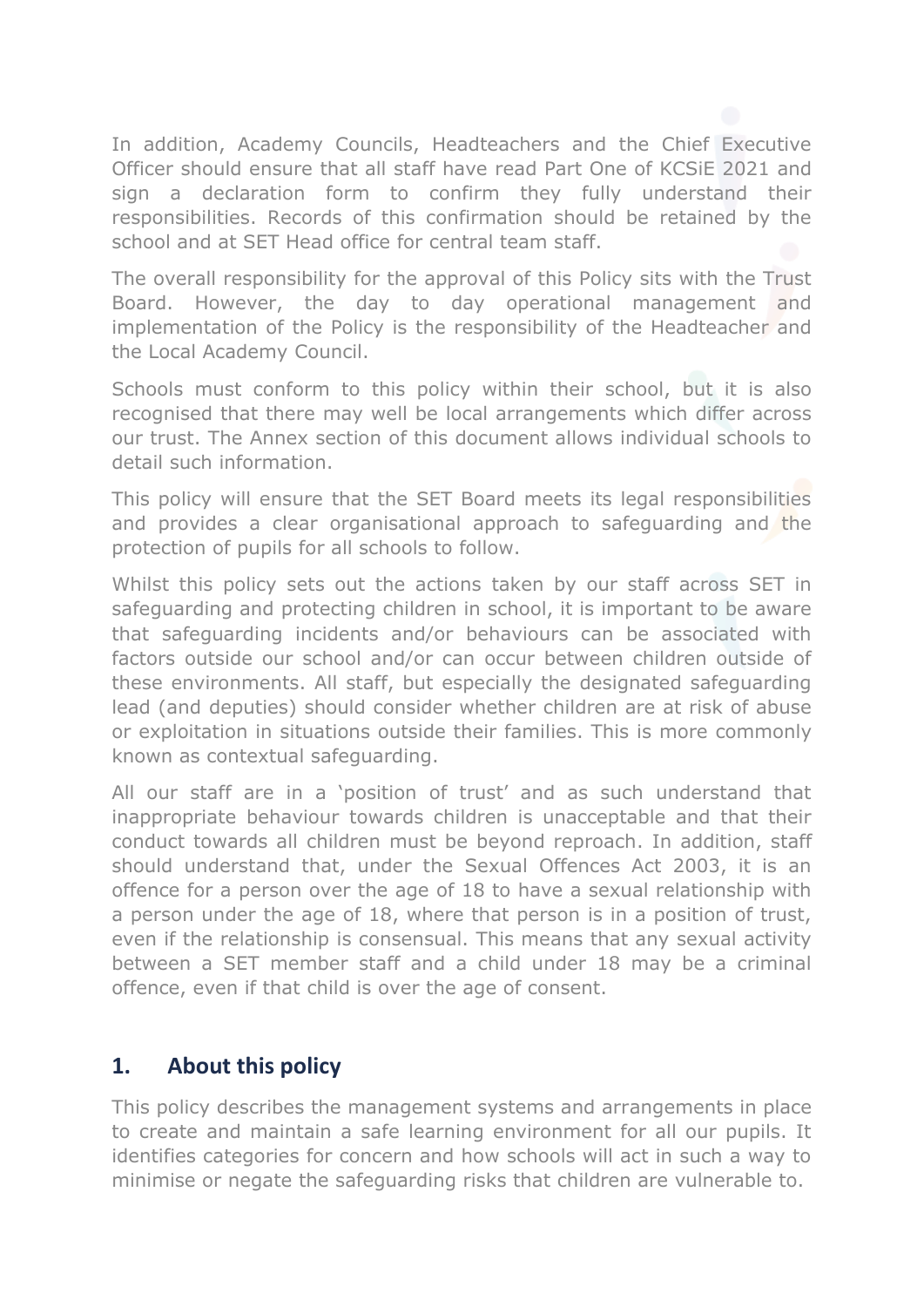In addition, Academy Councils, Headteachers and the Chief Executive Officer should ensure that all staff have read Part One of KCSiE 2021 and sign a declaration form to confirm they fully understand their responsibilities. Records of this confirmation should be retained by the school and at SET Head office for central team staff.

The overall responsibility for the approval of this Policy sits with the Trust Board. However, the day to day operational management and implementation of the Policy is the responsibility of the Headteacher and the Local Academy Council.

Schools must conform to this policy within their school, but it is also recognised that there may well be local arrangements which differ across our trust. The Annex section of this document allows individual schools to detail such information.

This policy will ensure that the SET Board meets its legal responsibilities and provides a clear organisational approach to safeguarding and the protection of pupils for all schools to follow.

Whilst this policy sets out the actions taken by our staff across SET in safeguarding and protecting children in school, it is important to be aware that safeguarding incidents and/or behaviours can be associated with factors outside our school and/or can occur between children outside of these environments. All staff, but especially the designated safeguarding lead (and deputies) should consider whether children are at risk of abuse or exploitation in situations outside their families. This is more commonly known as contextual safeguarding.

All our staff are in a 'position of trust' and as such understand that inappropriate behaviour towards children is unacceptable and that their conduct towards all children must be beyond reproach. In addition, staff should understand that, under the Sexual Offences Act 2003, it is an offence for a person over the age of 18 to have a sexual relationship with a person under the age of 18, where that person is in a position of trust, even if the relationship is consensual. This means that any sexual activity between a SET member staff and a child under 18 may be a criminal offence, even if that child is over the age of consent.

## 1. About this policy

This policy describes the management systems and arrangements in place to create and maintain a safe learning environment for all our pupils. It identifies categories for concern and how schools will act in such a way to minimise or negate the safeguarding risks that children are vulnerable to.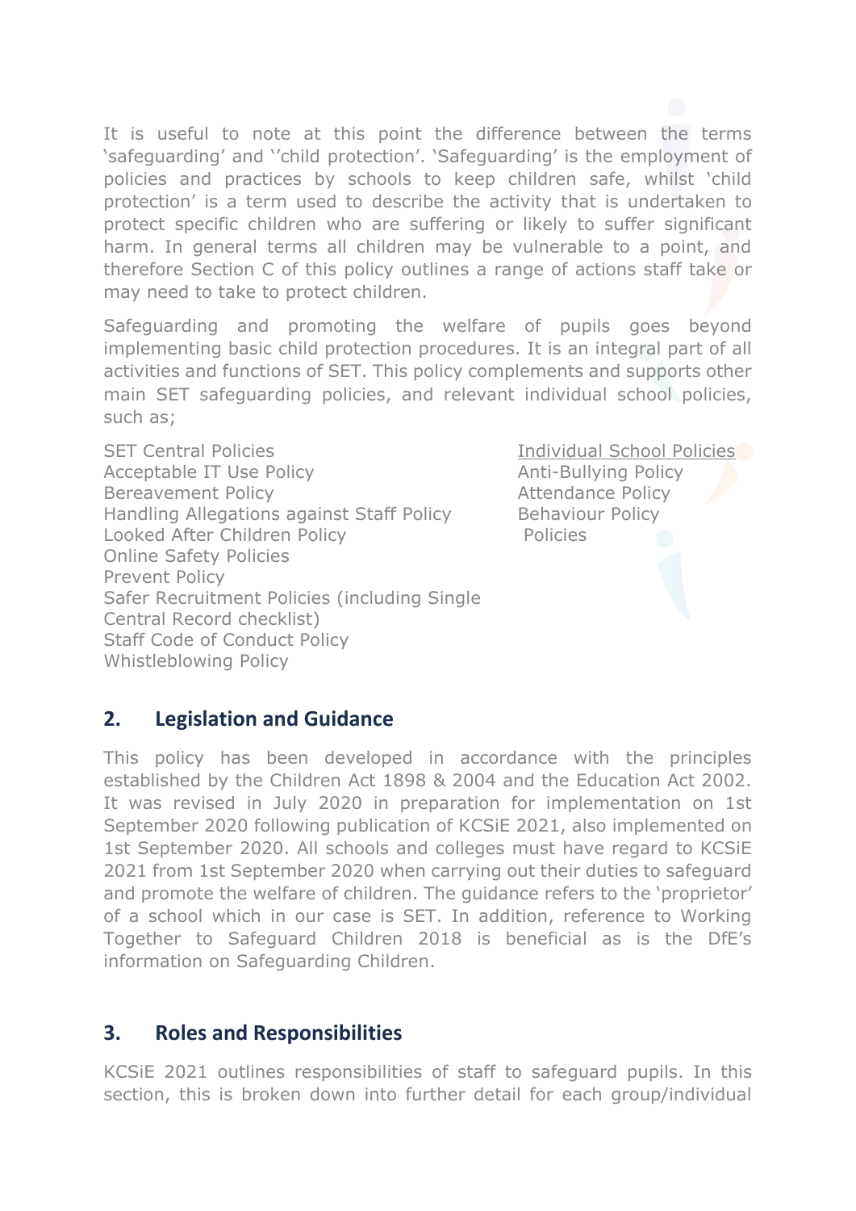It is useful to note at this point the difference between the terms 'safeguarding' and ''child protection'. 'Safeguarding' is the employment of policies and practices by schools to keep children safe, whilst 'child protection' is a term used to describe the activity that is undertaken to protect specific children who are suffering or likely to suffer significant harm. In general terms all children may be vulnerable to a point, and therefore Section C of this policy outlines a range of actions staff take or may need to take to protect children.

Safeguarding and promoting the welfare of pupils goes beyond implementing basic child protection procedures. It is an integral part of all activities and functions of SET. This policy complements and supports other main SET safeguarding policies, and relevant individual school policies, such as;

SET Central Policies
Acceptable IT Use Policy
Bereavement Policy
Handling Allegations against Staff Policy
Looked After Children Policy
Online Safety Policies
Prevent Policy
Safer Recruitment Policies (including Single Central Record checklist)
Staff Code of Conduct Policy
Whistleblowing Policy

Individual School Policies
Anti-Bullying Policy
Attendance Policy
Behaviour Policy
Policies

## 2. Legislation and Guidance

This policy has been developed in accordance with the principles established by the Children Act 1898 & 2004 and the Education Act 2002. It was revised in July 2020 in preparation for implementation on 1st September 2020 following publication of KCSiE 2021, also implemented on 1st September 2020. All schools and colleges must have regard to KCSiE 2021 from 1st September 2020 when carrying out their duties to safeguard and promote the welfare of children. The guidance refers to the 'proprietor' of a school which in our case is SET. In addition, reference to Working Together to Safeguard Children 2018 is beneficial as is the DfE's information on Safeguarding Children.

## 3. Roles and Responsibilities

KCSiE 2021 outlines responsibilities of staff to safeguard pupils. In this section, this is broken down into further detail for each group/individual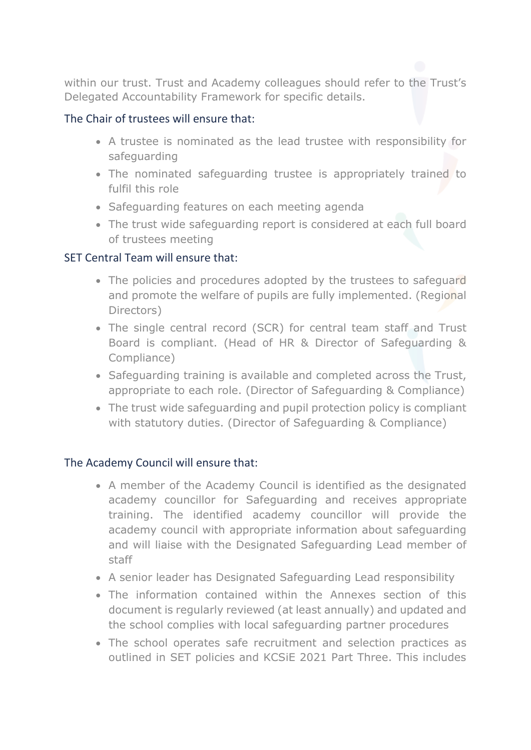within our trust. Trust and Academy colleagues should refer to the Trust's Delegated Accountability Framework for specific details.

### The Chair of trustees will ensure that:

- A trustee is nominated as the lead trustee with responsibility for safeguarding
- The nominated safeguarding trustee is appropriately trained to fulfil this role
- Safeguarding features on each meeting agenda
- The trust wide safeguarding report is considered at each full board of trustees meeting

### SET Central Team will ensure that:

- The policies and procedures adopted by the trustees to safeguard and promote the welfare of pupils are fully implemented. (Regional Directors)
- The single central record (SCR) for central team staff and Trust Board is compliant. (Head of HR & Director of Safeguarding & Compliance)
- Safeguarding training is available and completed across the Trust, appropriate to each role. (Director of Safeguarding & Compliance)
- The trust wide safeguarding and pupil protection policy is compliant with statutory duties. (Director of Safeguarding & Compliance)

### The Academy Council will ensure that:

- A member of the Academy Council is identified as the designated academy councillor for Safeguarding and receives appropriate training. The identified academy councillor will provide the academy council with appropriate information about safeguarding and will liaise with the Designated Safeguarding Lead member of staff
- A senior leader has Designated Safeguarding Lead responsibility
- The information contained within the Annexes section of this document is regularly reviewed (at least annually) and updated and the school complies with local safeguarding partner procedures
- The school operates safe recruitment and selection practices as outlined in SET policies and KCSiE 2021 Part Three. This includes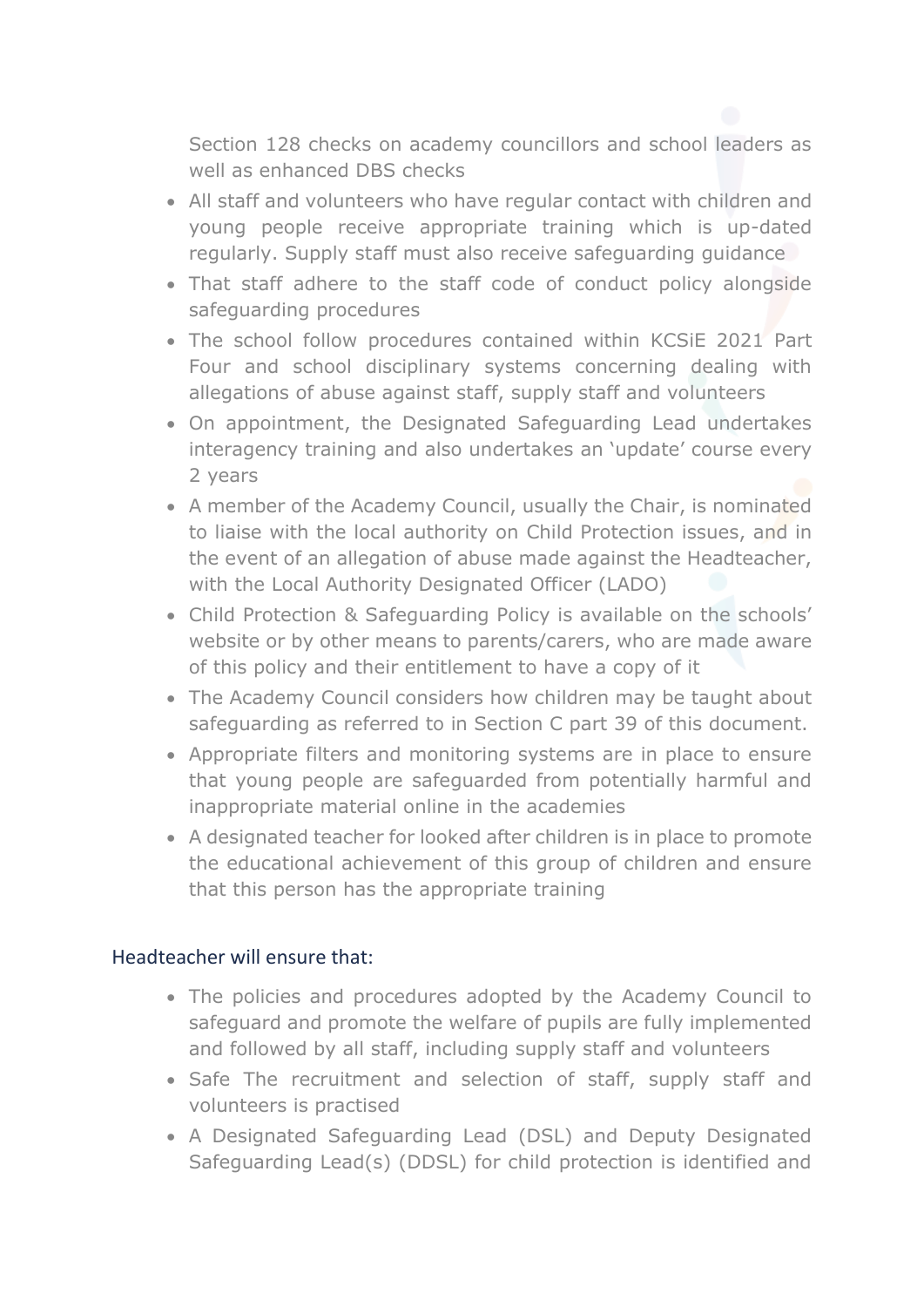Section 128 checks on academy councillors and school leaders as well as enhanced DBS checks

- All staff and volunteers who have regular contact with children and young people receive appropriate training which is up-dated regularly. Supply staff must also receive safeguarding guidance
- That staff adhere to the staff code of conduct policy alongside safeguarding procedures
- The school follow procedures contained within KCSiE 2021 Part Four and school disciplinary systems concerning dealing with allegations of abuse against staff, supply staff and volunteers
- On appointment, the Designated Safeguarding Lead undertakes interagency training and also undertakes an 'update' course every 2 years
- A member of the Academy Council, usually the Chair, is nominated to liaise with the local authority on Child Protection issues, and in the event of an allegation of abuse made against the Headteacher, with the Local Authority Designated Officer (LADO)
- Child Protection & Safeguarding Policy is available on the schools' website or by other means to parents/carers, who are made aware of this policy and their entitlement to have a copy of it
- The Academy Council considers how children may be taught about safeguarding as referred to in Section C part 39 of this document.
- Appropriate filters and monitoring systems are in place to ensure that young people are safeguarded from potentially harmful and inappropriate material online in the academies
- A designated teacher for looked after children is in place to promote the educational achievement of this group of children and ensure that this person has the appropriate training

### Headteacher will ensure that:

- The policies and procedures adopted by the Academy Council to safeguard and promote the welfare of pupils are fully implemented and followed by all staff, including supply staff and volunteers
- Safe The recruitment and selection of staff, supply staff and volunteers is practised
- A Designated Safeguarding Lead (DSL) and Deputy Designated Safeguarding Lead(s) (DDSL) for child protection is identified and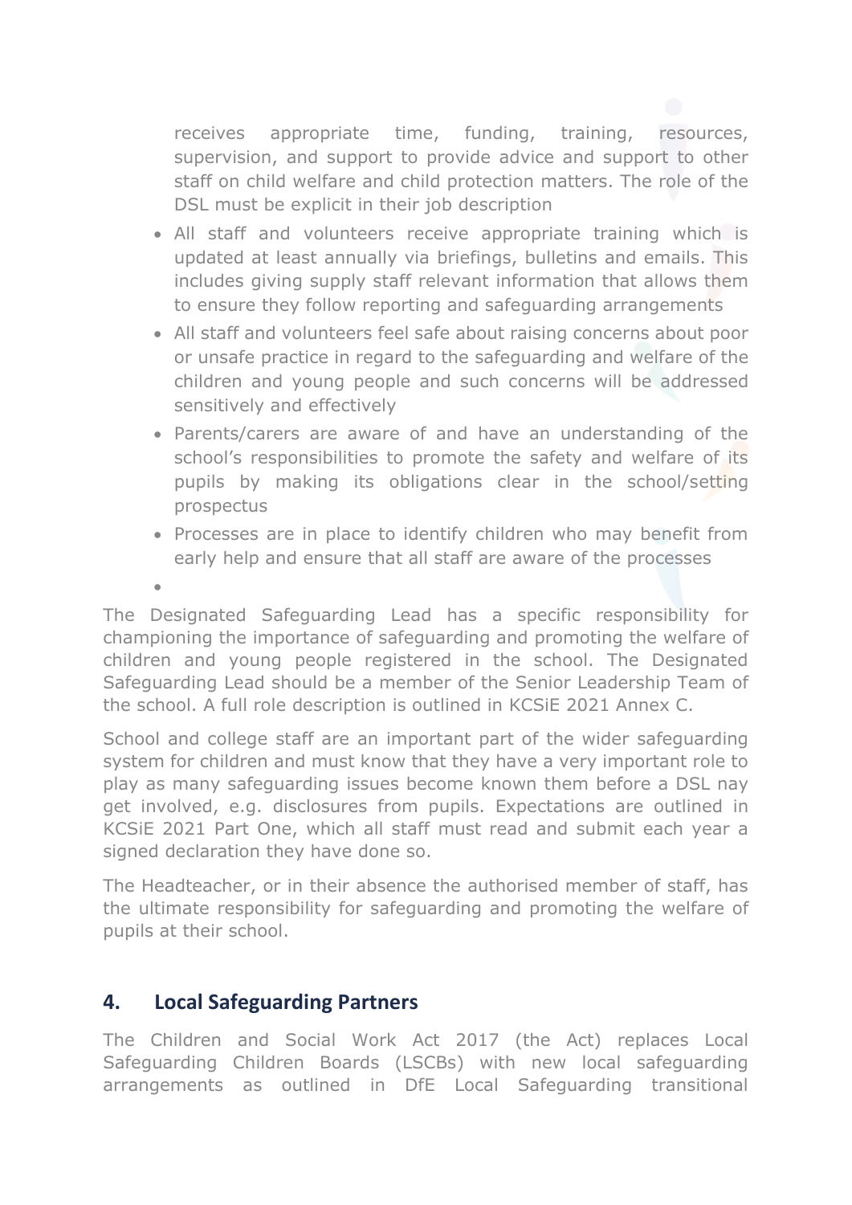receives appropriate time, funding, training, resources, supervision, and support to provide advice and support to other staff on child welfare and child protection matters. The role of the DSL must be explicit in their job description

- All staff and volunteers receive appropriate training which is updated at least annually via briefings, bulletins and emails. This includes giving supply staff relevant information that allows them to ensure they follow reporting and safeguarding arrangements
- All staff and volunteers feel safe about raising concerns about poor or unsafe practice in regard to the safeguarding and welfare of the children and young people and such concerns will be addressed sensitively and effectively
- Parents/carers are aware of and have an understanding of the school's responsibilities to promote the safety and welfare of its pupils by making its obligations clear in the school/setting prospectus
- Processes are in place to identify children who may benefit from early help and ensure that all staff are aware of the processes

The Designated Safeguarding Lead has a specific responsibility for championing the importance of safeguarding and promoting the welfare of children and young people registered in the school. The Designated Safeguarding Lead should be a member of the Senior Leadership Team of the school. A full role description is outlined in KCSiE 2021 Annex C.

School and college staff are an important part of the wider safeguarding system for children and must know that they have a very important role to play as many safeguarding issues become known them before a DSL nay get involved, e.g. disclosures from pupils. Expectations are outlined in KCSiE 2021 Part One, which all staff must read and submit each year a signed declaration they have done so.

The Headteacher, or in their absence the authorised member of staff, has the ultimate responsibility for safeguarding and promoting the welfare of pupils at their school.

## 4. Local Safeguarding Partners

The Children and Social Work Act 2017 (the Act) replaces Local Safeguarding Children Boards (LSCBs) with new local safeguarding arrangements as outlined in DfE Local Safeguarding transitional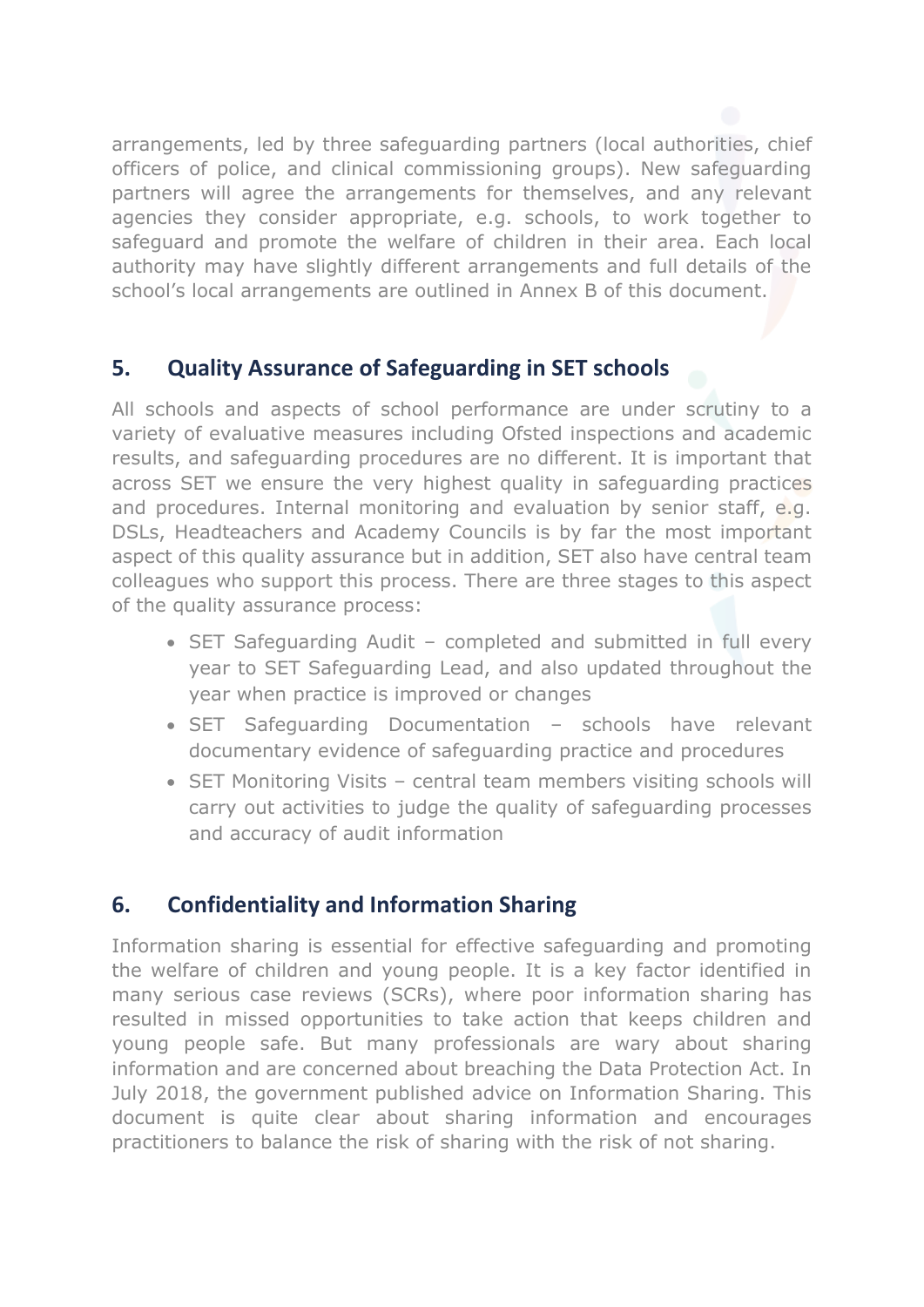arrangements, led by three safeguarding partners (local authorities, chief officers of police, and clinical commissioning groups). New safeguarding partners will agree the arrangements for themselves, and any relevant agencies they consider appropriate, e.g. schools, to work together to safeguard and promote the welfare of children in their area. Each local authority may have slightly different arrangements and full details of the school's local arrangements are outlined in Annex B of this document.

## 5. Quality Assurance of Safeguarding in SET schools

All schools and aspects of school performance are under scrutiny to a variety of evaluative measures including Ofsted inspections and academic results, and safeguarding procedures are no different. It is important that across SET we ensure the very highest quality in safeguarding practices and procedures. Internal monitoring and evaluation by senior staff, e.g. DSLs, Headteachers and Academy Councils is by far the most important aspect of this quality assurance but in addition, SET also have central team colleagues who support this process. There are three stages to this aspect of the quality assurance process:

- SET Safeguarding Audit – completed and submitted in full every year to SET Safeguarding Lead, and also updated throughout the year when practice is improved or changes
- SET Safeguarding Documentation – schools have relevant documentary evidence of safeguarding practice and procedures
- SET Monitoring Visits – central team members visiting schools will carry out activities to judge the quality of safeguarding processes and accuracy of audit information

## 6. Confidentiality and Information Sharing

Information sharing is essential for effective safeguarding and promoting the welfare of children and young people. It is a key factor identified in many serious case reviews (SCRs), where poor information sharing has resulted in missed opportunities to take action that keeps children and young people safe. But many professionals are wary about sharing information and are concerned about breaching the Data Protection Act. In July 2018, the government published advice on Information Sharing. This document is quite clear about sharing information and encourages practitioners to balance the risk of sharing with the risk of not sharing.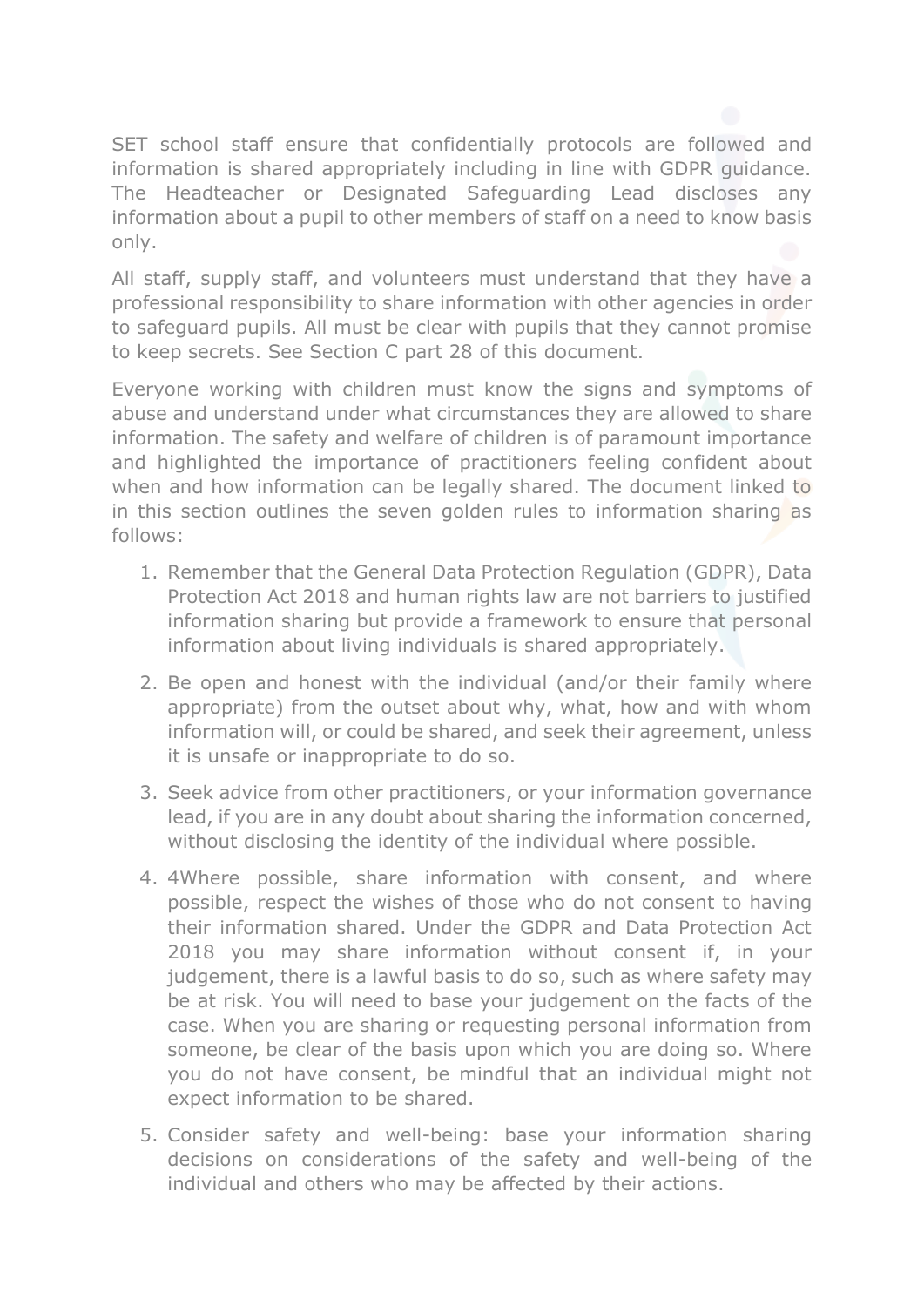SET school staff ensure that confidentially protocols are followed and information is shared appropriately including in line with GDPR guidance. The Headteacher or Designated Safeguarding Lead discloses any information about a pupil to other members of staff on a need to know basis only.

All staff, supply staff, and volunteers must understand that they have a professional responsibility to share information with other agencies in order to safeguard pupils. All must be clear with pupils that they cannot promise to keep secrets. See Section C part 28 of this document.

Everyone working with children must know the signs and symptoms of abuse and understand under what circumstances they are allowed to share information. The safety and welfare of children is of paramount importance and highlighted the importance of practitioners feeling confident about when and how information can be legally shared. The document linked to in this section outlines the seven golden rules to information sharing as follows:

1. Remember that the General Data Protection Regulation (GDPR), Data Protection Act 2018 and human rights law are not barriers to justified information sharing but provide a framework to ensure that personal information about living individuals is shared appropriately.
2. Be open and honest with the individual (and/or their family where appropriate) from the outset about why, what, how and with whom information will, or could be shared, and seek their agreement, unless it is unsafe or inappropriate to do so.
3. Seek advice from other practitioners, or your information governance lead, if you are in any doubt about sharing the information concerned, without disclosing the identity of the individual where possible.
4. 4Where possible, share information with consent, and where possible, respect the wishes of those who do not consent to having their information shared. Under the GDPR and Data Protection Act 2018 you may share information without consent if, in your judgement, there is a lawful basis to do so, such as where safety may be at risk. You will need to base your judgement on the facts of the case. When you are sharing or requesting personal information from someone, be clear of the basis upon which you are doing so. Where you do not have consent, be mindful that an individual might not expect information to be shared.
5. Consider safety and well-being: base your information sharing decisions on considerations of the safety and well-being of the individual and others who may be affected by their actions.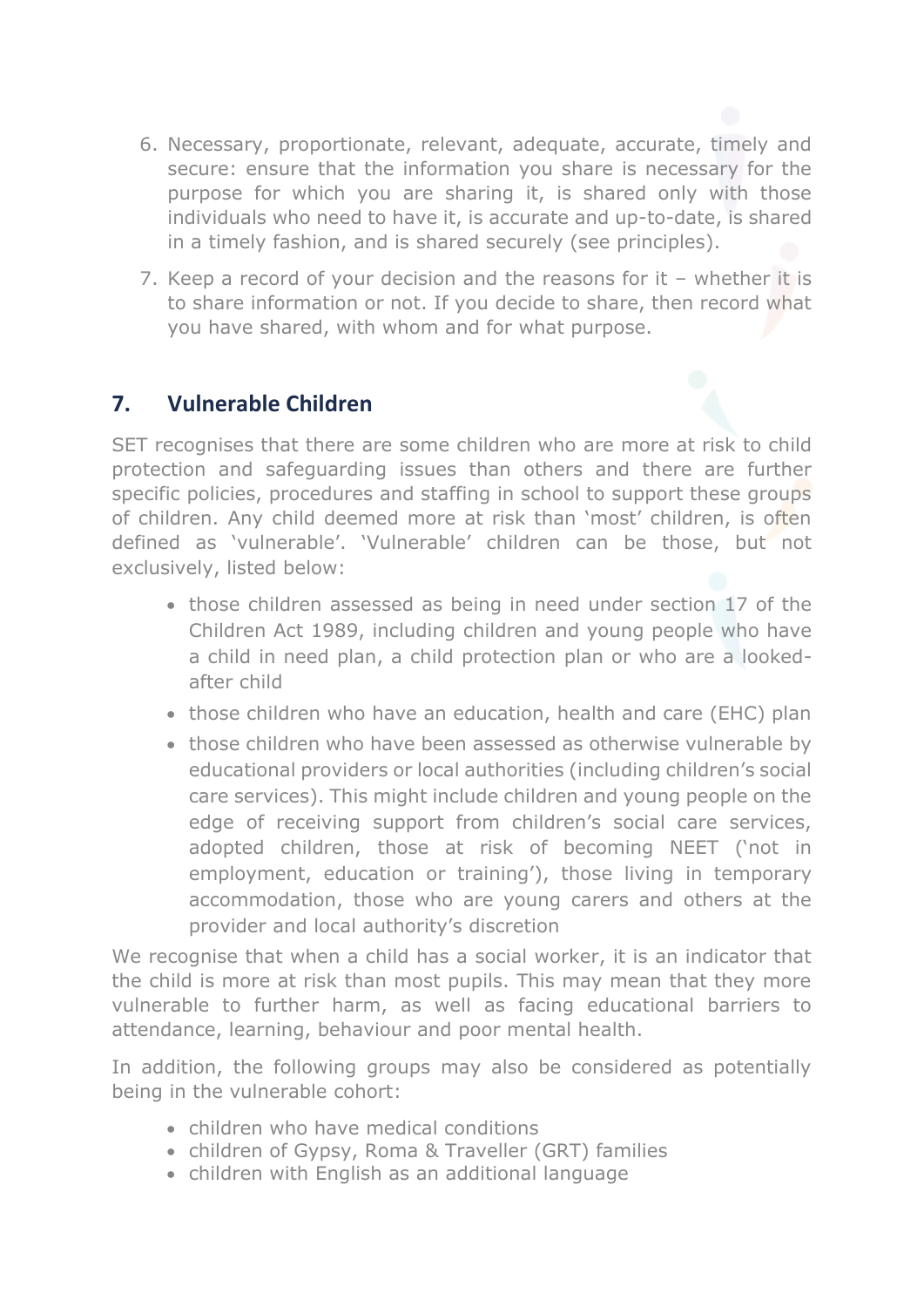6. Necessary, proportionate, relevant, adequate, accurate, timely and secure: ensure that the information you share is necessary for the purpose for which you are sharing it, is shared only with those individuals who need to have it, is accurate and up-to-date, is shared in a timely fashion, and is shared securely (see principles).
7. Keep a record of your decision and the reasons for it – whether it is to share information or not. If you decide to share, then record what you have shared, with whom and for what purpose.

## 7. Vulnerable Children

SET recognises that there are some children who are more at risk to child protection and safeguarding issues than others and there are further specific policies, procedures and staffing in school to support these groups of children. Any child deemed more at risk than 'most' children, is often defined as 'vulnerable'. 'Vulnerable' children can be those, but not exclusively, listed below:

- those children assessed as being in need under section 17 of the Children Act 1989, including children and young people who have a child in need plan, a child protection plan or who are a looked-after child
- those children who have an education, health and care (EHC) plan
- those children who have been assessed as otherwise vulnerable by educational providers or local authorities (including children's social care services). This might include children and young people on the edge of receiving support from children's social care services, adopted children, those at risk of becoming NEET ('not in employment, education or training'), those living in temporary accommodation, those who are young carers and others at the provider and local authority's discretion

We recognise that when a child has a social worker, it is an indicator that the child is more at risk than most pupils. This may mean that they more vulnerable to further harm, as well as facing educational barriers to attendance, learning, behaviour and poor mental health.

In addition, the following groups may also be considered as potentially being in the vulnerable cohort:

- children who have medical conditions
- children of Gypsy, Roma & Traveller (GRT) families
- children with English as an additional language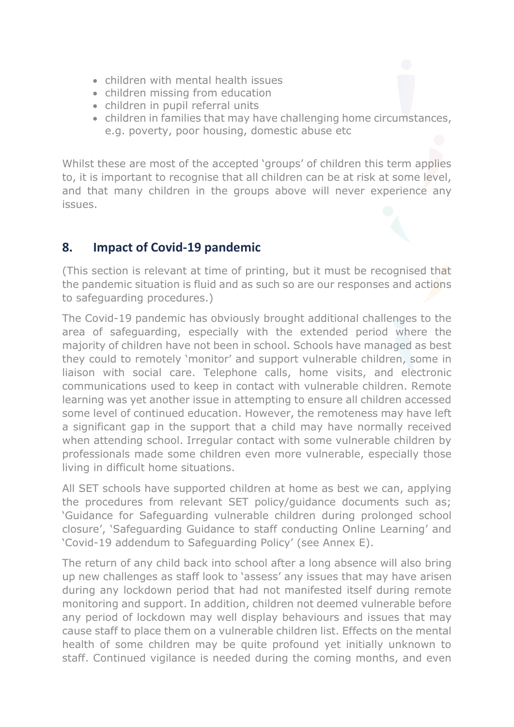- children with mental health issues
- children missing from education
- children in pupil referral units
- children in families that may have challenging home circumstances, e.g. poverty, poor housing, domestic abuse etc

Whilst these are most of the accepted 'groups' of children this term applies to, it is important to recognise that all children can be at risk at some level, and that many children in the groups above will never experience any issues.

## 8. Impact of Covid-19 pandemic

(This section is relevant at time of printing, but it must be recognised that the pandemic situation is fluid and as such so are our responses and actions to safeguarding procedures.)

The Covid-19 pandemic has obviously brought additional challenges to the area of safeguarding, especially with the extended period where the majority of children have not been in school. Schools have managed as best they could to remotely 'monitor' and support vulnerable children, some in liaison with social care. Telephone calls, home visits, and electronic communications used to keep in contact with vulnerable children. Remote learning was yet another issue in attempting to ensure all children accessed some level of continued education. However, the remoteness may have left a significant gap in the support that a child may have normally received when attending school. Irregular contact with some vulnerable children by professionals made some children even more vulnerable, especially those living in difficult home situations.

All SET schools have supported children at home as best we can, applying the procedures from relevant SET policy/guidance documents such as; 'Guidance for Safeguarding vulnerable children during prolonged school closure', 'Safeguarding Guidance to staff conducting Online Learning' and 'Covid-19 addendum to Safeguarding Policy' (see Annex E).

The return of any child back into school after a long absence will also bring up new challenges as staff look to 'assess' any issues that may have arisen during any lockdown period that had not manifested itself during remote monitoring and support. In addition, children not deemed vulnerable before any period of lockdown may well display behaviours and issues that may cause staff to place them on a vulnerable children list. Effects on the mental health of some children may be quite profound yet initially unknown to staff. Continued vigilance is needed during the coming months, and even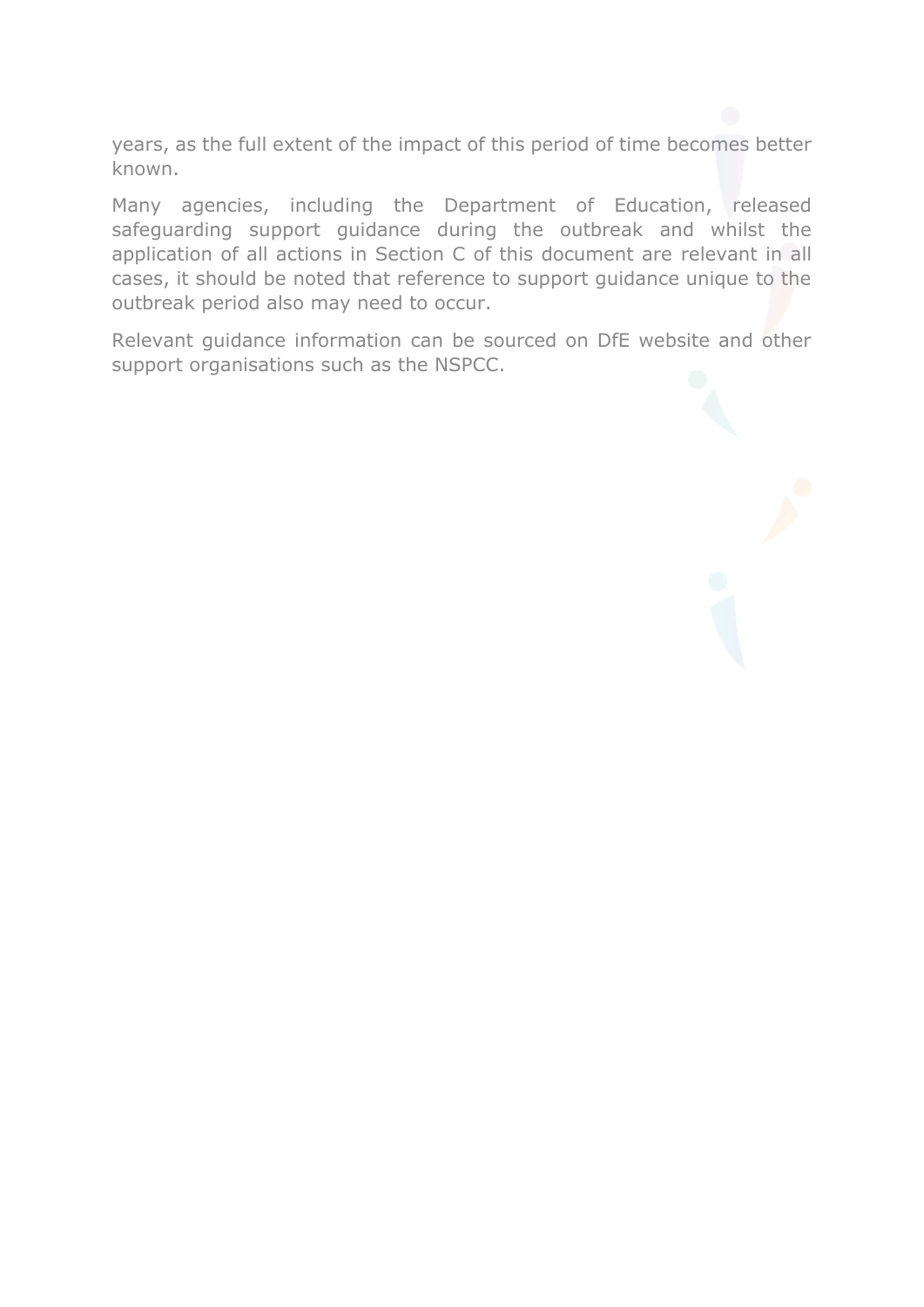years, as the full extent of the impact of this period of time becomes better known.

Many agencies, including the Department of Education, released safeguarding support guidance during the outbreak and whilst the application of all actions in Section C of this document are relevant in all cases, it should be noted that reference to support guidance unique to the outbreak period also may need to occur.

Relevant guidance information can be sourced on DfE website and other support organisations such as the NSPCC.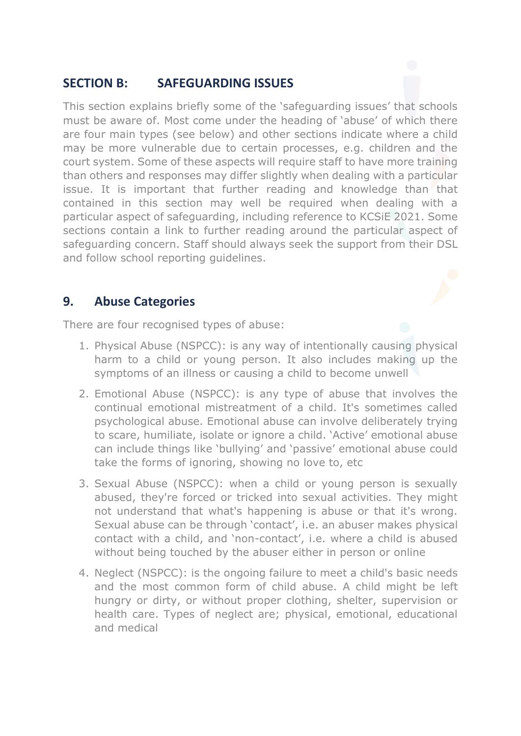## SECTION B: SAFEGUARDING ISSUES

This section explains briefly some of the 'safeguarding issues' that schools must be aware of. Most come under the heading of 'abuse' of which there are four main types (see below) and other sections indicate where a child may be more vulnerable due to certain processes, e.g. children and the court system. Some of these aspects will require staff to have more training than others and responses may differ slightly when dealing with a particular issue. It is important that further reading and knowledge than that contained in this section may well be required when dealing with a particular aspect of safeguarding, including reference to KCSiE 2021. Some sections contain a link to further reading around the particular aspect of safeguarding concern. Staff should always seek the support from their DSL and follow school reporting guidelines.

## 9. Abuse Categories

There are four recognised types of abuse:

1. Physical Abuse (NSPCC): is any way of intentionally causing physical harm to a child or young person. It also includes making up the symptoms of an illness or causing a child to become unwell
2. Emotional Abuse (NSPCC): is any type of abuse that involves the continual emotional mistreatment of a child. It's sometimes called psychological abuse. Emotional abuse can involve deliberately trying to scare, humiliate, isolate or ignore a child. 'Active' emotional abuse can include things like 'bullying' and 'passive' emotional abuse could take the forms of ignoring, showing no love to, etc
3. Sexual Abuse (NSPCC): when a child or young person is sexually abused, they're forced or tricked into sexual activities. They might not understand that what's happening is abuse or that it's wrong. Sexual abuse can be through 'contact', i.e. an abuser makes physical contact with a child, and 'non-contact', i.e. where a child is abused without being touched by the abuser either in person or online
4. Neglect (NSPCC): is the ongoing failure to meet a child's basic needs and the most common form of child abuse. A child might be left hungry or dirty, or without proper clothing, shelter, supervision or health care. Types of neglect are; physical, emotional, educational and medical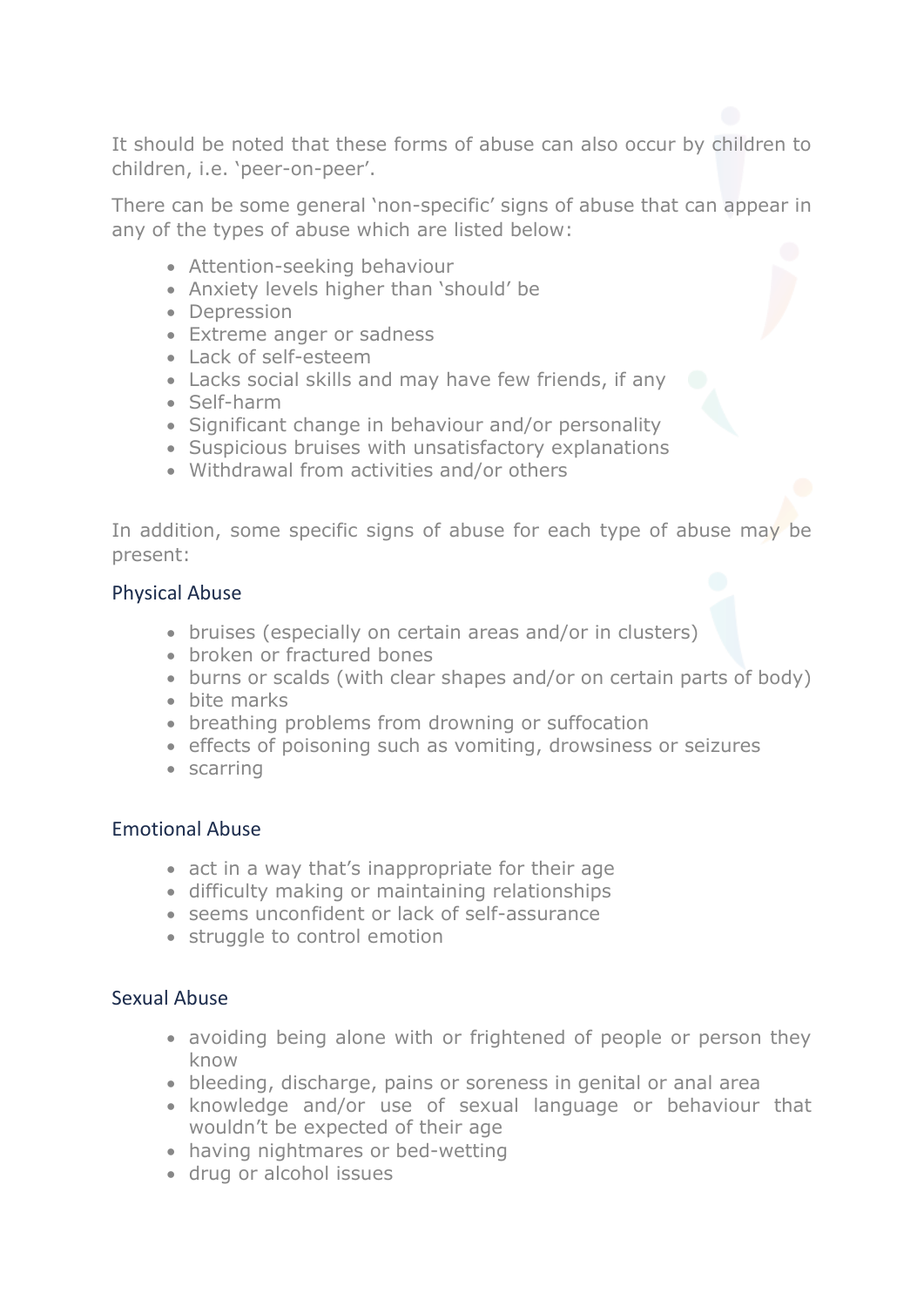It should be noted that these forms of abuse can also occur by children to children, i.e. 'peer-on-peer'.

There can be some general 'non-specific' signs of abuse that can appear in any of the types of abuse which are listed below:

- Attention-seeking behaviour
- Anxiety levels higher than 'should' be
- Depression
- Extreme anger or sadness
- Lack of self-esteem
- Lacks social skills and may have few friends, if any
- Self-harm
- Significant change in behaviour and/or personality
- Suspicious bruises with unsatisfactory explanations
- Withdrawal from activities and/or others

In addition, some specific signs of abuse for each type of abuse may be present:

### Physical Abuse

- bruises (especially on certain areas and/or in clusters)
- broken or fractured bones
- burns or scalds (with clear shapes and/or on certain parts of body)
- bite marks
- breathing problems from drowning or suffocation
- effects of poisoning such as vomiting, drowsiness or seizures
- scarring

### Emotional Abuse

- act in a way that's inappropriate for their age
- difficulty making or maintaining relationships
- seems unconfident or lack of self-assurance
- struggle to control emotion

### Sexual Abuse

- avoiding being alone with or frightened of people or person they know
- bleeding, discharge, pains or soreness in genital or anal area
- knowledge and/or use of sexual language or behaviour that wouldn't be expected of their age
- having nightmares or bed-wetting
- drug or alcohol issues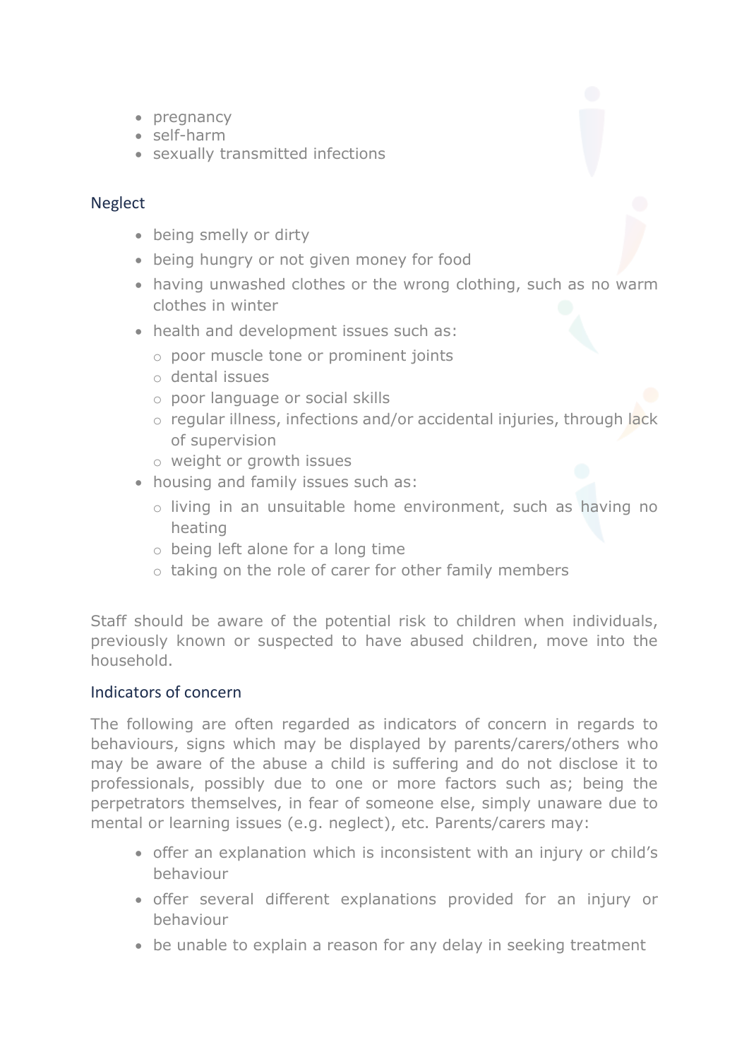- pregnancy
- self-harm
- sexually transmitted infections

### Neglect

- being smelly or dirty
- being hungry or not given money for food
- having unwashed clothes or the wrong clothing, such as no warm clothes in winter
- health and development issues such as:
  - poor muscle tone or prominent joints
  - dental issues
  - poor language or social skills
  - regular illness, infections and/or accidental injuries, through lack of supervision
  - weight or growth issues
- housing and family issues such as:
  - living in an unsuitable home environment, such as having no heating
  - being left alone for a long time
  - taking on the role of carer for other family members

Staff should be aware of the potential risk to children when individuals, previously known or suspected to have abused children, move into the household.

### Indicators of concern

The following are often regarded as indicators of concern in regards to behaviours, signs which may be displayed by parents/carers/others who may be aware of the abuse a child is suffering and do not disclose it to professionals, possibly due to one or more factors such as; being the perpetrators themselves, in fear of someone else, simply unaware due to mental or learning issues (e.g. neglect), etc. Parents/carers may:

- offer an explanation which is inconsistent with an injury or child's behaviour
- offer several different explanations provided for an injury or behaviour
- be unable to explain a reason for any delay in seeking treatment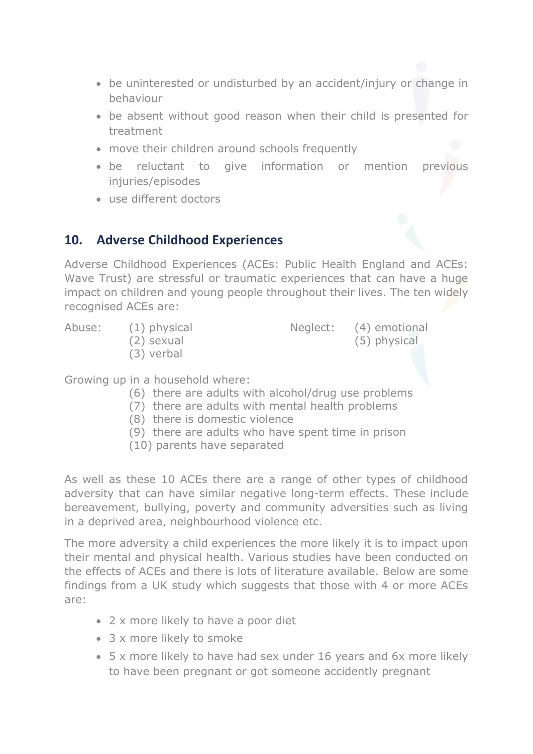- be uninterested or undisturbed by an accident/injury or change in behaviour
- be absent without good reason when their child is presented for treatment
- move their children around schools frequently
- be reluctant to give information or mention previous injuries/episodes
- use different doctors

## 10. Adverse Childhood Experiences

Adverse Childhood Experiences (ACEs: Public Health England and ACEs: Wave Trust) are stressful or traumatic experiences that can have a huge impact on children and young people throughout their lives. The ten widely recognised ACEs are:

Abuse:
(1) physical
(2) sexual
(3) verbal

Neglect:
(4) emotional
(5) physical

Growing up in a household where:
(6) there are adults with alcohol/drug use problems
(7) there are adults with mental health problems
(8) there is domestic violence
(9) there are adults who have spent time in prison
(10) parents have separated

As well as these 10 ACEs there are a range of other types of childhood adversity that can have similar negative long-term effects. These include bereavement, bullying, poverty and community adversities such as living in a deprived area, neighbourhood violence etc.

The more adversity a child experiences the more likely it is to impact upon their mental and physical health. Various studies have been conducted on the effects of ACEs and there is lots of literature available. Below are some findings from a UK study which suggests that those with 4 or more ACEs are:

- 2 x more likely to have a poor diet
- 3 x more likely to smoke
- 5 x more likely to have had sex under 16 years and 6x more likely to have been pregnant or got someone accidently pregnant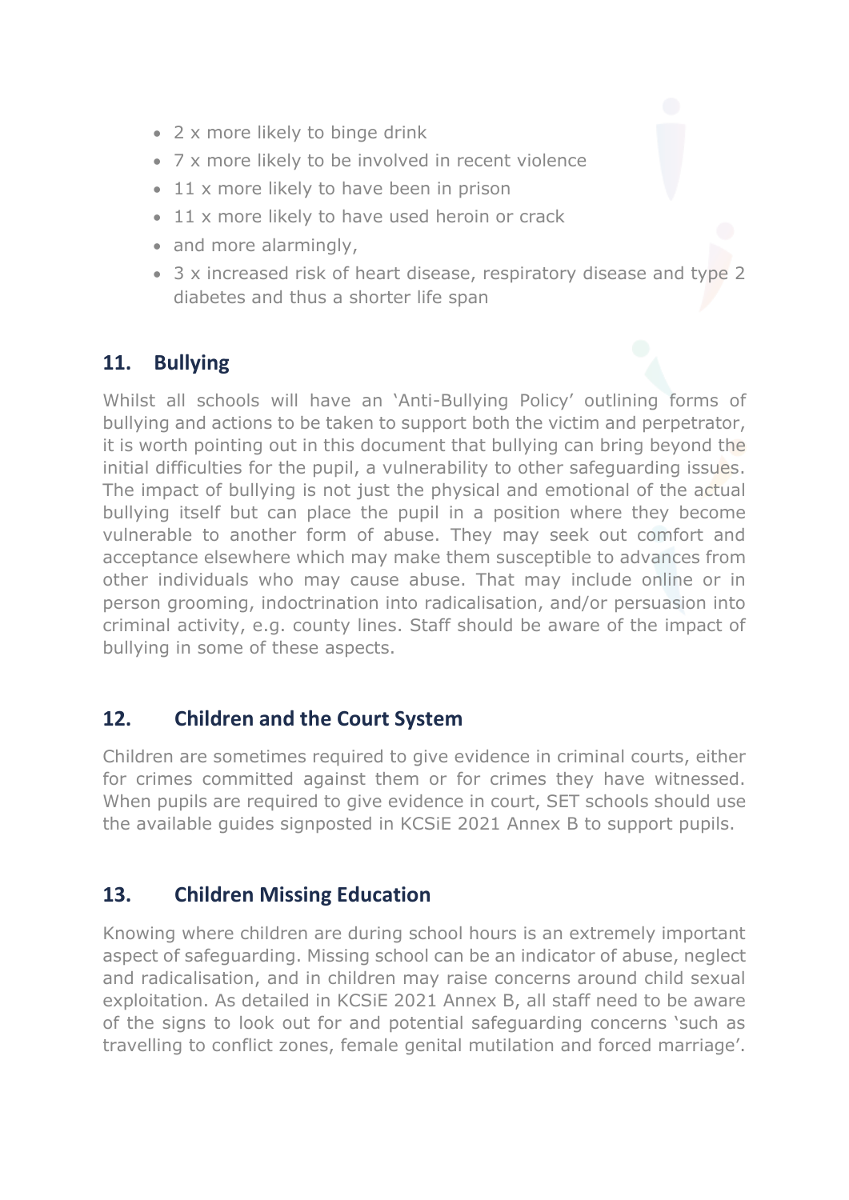- 2 x more likely to binge drink
- 7 x more likely to be involved in recent violence
- 11 x more likely to have been in prison
- 11 x more likely to have used heroin or crack
- and more alarmingly,
- 3 x increased risk of heart disease, respiratory disease and type 2 diabetes and thus a shorter life span

## 11. Bullying

Whilst all schools will have an 'Anti-Bullying Policy' outlining forms of bullying and actions to be taken to support both the victim and perpetrator, it is worth pointing out in this document that bullying can bring beyond the initial difficulties for the pupil, a vulnerability to other safeguarding issues. The impact of bullying is not just the physical and emotional of the actual bullying itself but can place the pupil in a position where they become vulnerable to another form of abuse. They may seek out comfort and acceptance elsewhere which may make them susceptible to advances from other individuals who may cause abuse. That may include online or in person grooming, indoctrination into radicalisation, and/or persuasion into criminal activity, e.g. county lines. Staff should be aware of the impact of bullying in some of these aspects.

## 12. Children and the Court System

Children are sometimes required to give evidence in criminal courts, either for crimes committed against them or for crimes they have witnessed. When pupils are required to give evidence in court, SET schools should use the available guides signposted in KCSiE 2021 Annex B to support pupils.

## 13. Children Missing Education

Knowing where children are during school hours is an extremely important aspect of safeguarding. Missing school can be an indicator of abuse, neglect and radicalisation, and in children may raise concerns around child sexual exploitation. As detailed in KCSiE 2021 Annex B, all staff need to be aware of the signs to look out for and potential safeguarding concerns 'such as travelling to conflict zones, female genital mutilation and forced marriage'.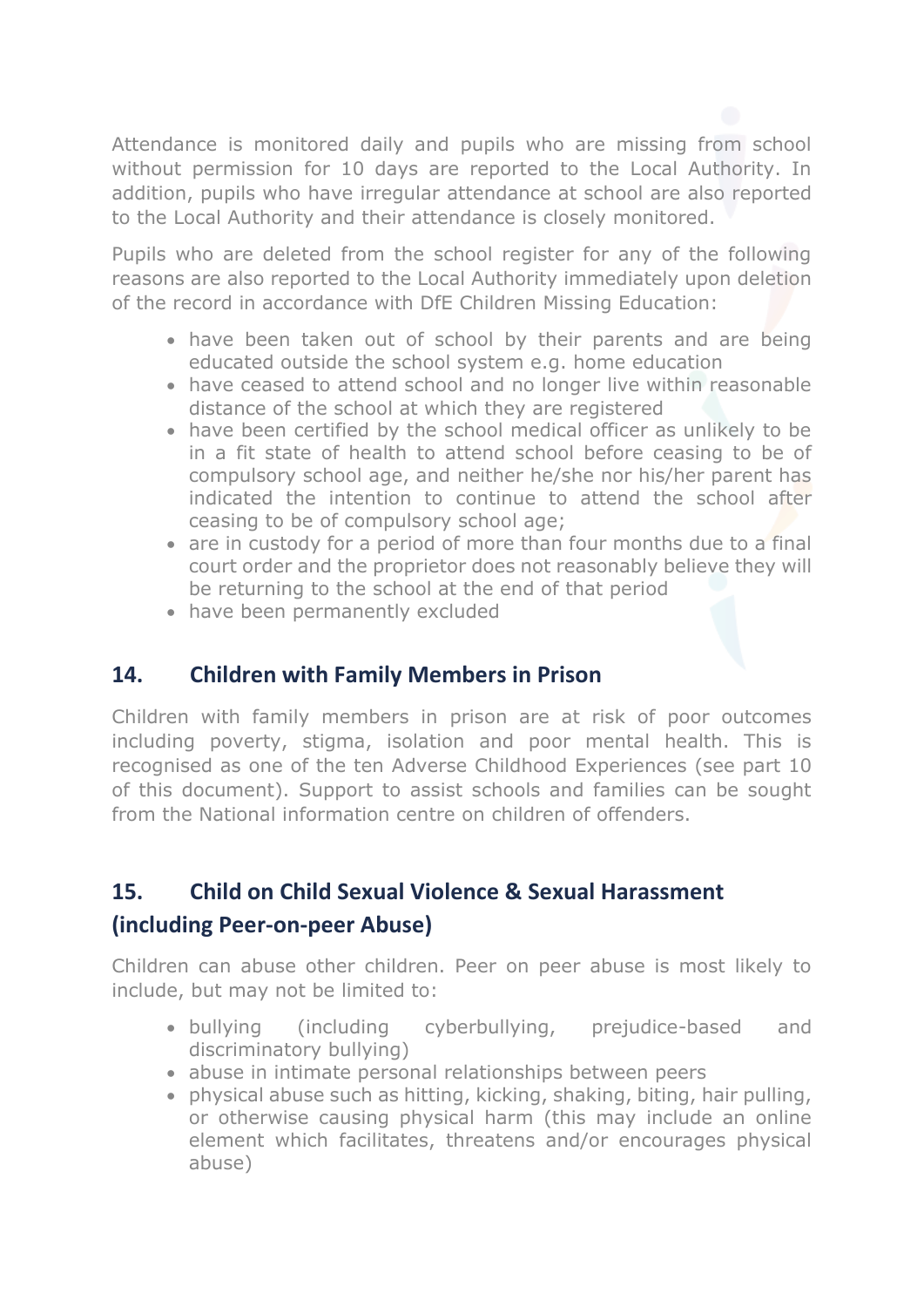Attendance is monitored daily and pupils who are missing from school without permission for 10 days are reported to the Local Authority. In addition, pupils who have irregular attendance at school are also reported to the Local Authority and their attendance is closely monitored.

Pupils who are deleted from the school register for any of the following reasons are also reported to the Local Authority immediately upon deletion of the record in accordance with DfE Children Missing Education:

- have been taken out of school by their parents and are being educated outside the school system e.g. home education
- have ceased to attend school and no longer live within reasonable distance of the school at which they are registered
- have been certified by the school medical officer as unlikely to be in a fit state of health to attend school before ceasing to be of compulsory school age, and neither he/she nor his/her parent has indicated the intention to continue to attend the school after ceasing to be of compulsory school age;
- are in custody for a period of more than four months due to a final court order and the proprietor does not reasonably believe they will be returning to the school at the end of that period
- have been permanently excluded

## 14. Children with Family Members in Prison

Children with family members in prison are at risk of poor outcomes including poverty, stigma, isolation and poor mental health. This is recognised as one of the ten Adverse Childhood Experiences (see part 10 of this document). Support to assist schools and families can be sought from the National information centre on children of offenders.

## 15. Child on Child Sexual Violence & Sexual Harassment (including Peer-on-peer Abuse)

Children can abuse other children. Peer on peer abuse is most likely to include, but may not be limited to:

- bullying (including cyberbullying, prejudice-based and discriminatory bullying)
- abuse in intimate personal relationships between peers
- physical abuse such as hitting, kicking, shaking, biting, hair pulling, or otherwise causing physical harm (this may include an online element which facilitates, threatens and/or encourages physical abuse)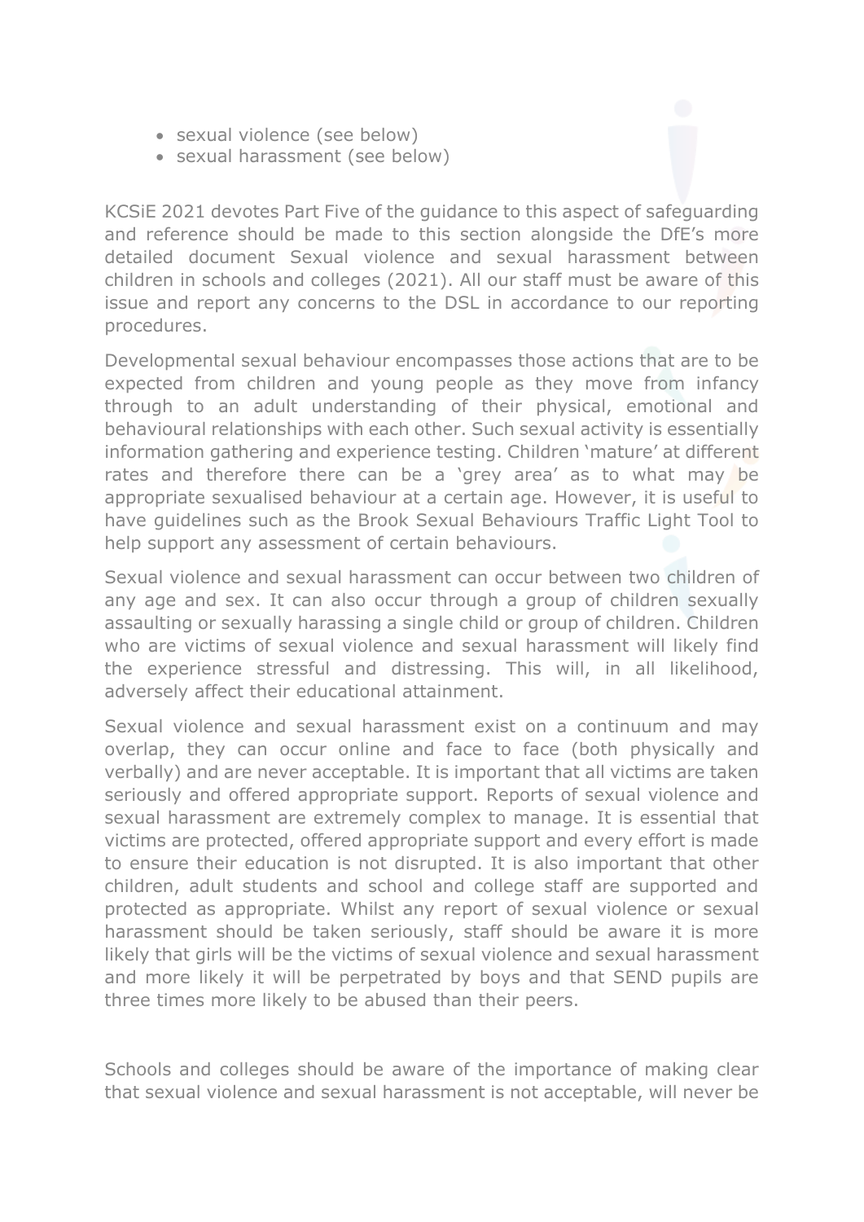- sexual violence (see below)
- sexual harassment (see below)

KCSiE 2021 devotes Part Five of the guidance to this aspect of safeguarding and reference should be made to this section alongside the DfE's more detailed document Sexual violence and sexual harassment between children in schools and colleges (2021). All our staff must be aware of this issue and report any concerns to the DSL in accordance to our reporting procedures.

Developmental sexual behaviour encompasses those actions that are to be expected from children and young people as they move from infancy through to an adult understanding of their physical, emotional and behavioural relationships with each other. Such sexual activity is essentially information gathering and experience testing. Children 'mature' at different rates and therefore there can be a 'grey area' as to what may be appropriate sexualised behaviour at a certain age. However, it is useful to have guidelines such as the Brook Sexual Behaviours Traffic Light Tool to help support any assessment of certain behaviours.

Sexual violence and sexual harassment can occur between two children of any age and sex. It can also occur through a group of children sexually assaulting or sexually harassing a single child or group of children. Children who are victims of sexual violence and sexual harassment will likely find the experience stressful and distressing. This will, in all likelihood, adversely affect their educational attainment.

Sexual violence and sexual harassment exist on a continuum and may overlap, they can occur online and face to face (both physically and verbally) and are never acceptable. It is important that all victims are taken seriously and offered appropriate support. Reports of sexual violence and sexual harassment are extremely complex to manage. It is essential that victims are protected, offered appropriate support and every effort is made to ensure their education is not disrupted. It is also important that other children, adult students and school and college staff are supported and protected as appropriate. Whilst any report of sexual violence or sexual harassment should be taken seriously, staff should be aware it is more likely that girls will be the victims of sexual violence and sexual harassment and more likely it will be perpetrated by boys and that SEND pupils are three times more likely to be abused than their peers.

Schools and colleges should be aware of the importance of making clear that sexual violence and sexual harassment is not acceptable, will never be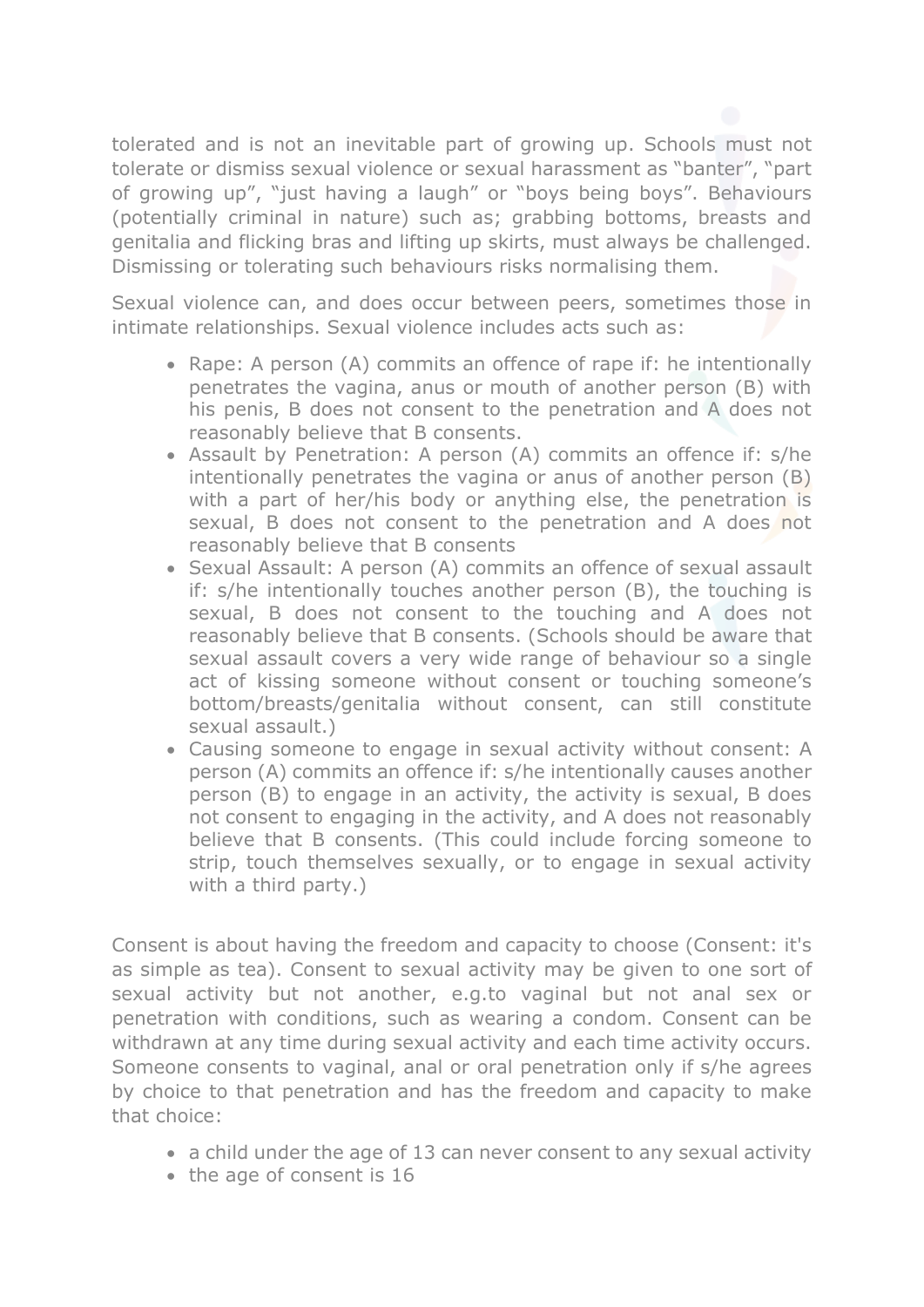tolerated and is not an inevitable part of growing up. Schools must not tolerate or dismiss sexual violence or sexual harassment as "banter", "part of growing up", "just having a laugh" or "boys being boys". Behaviours (potentially criminal in nature) such as; grabbing bottoms, breasts and genitalia and flicking bras and lifting up skirts, must always be challenged. Dismissing or tolerating such behaviours risks normalising them.

Sexual violence can, and does occur between peers, sometimes those in intimate relationships. Sexual violence includes acts such as:

- Rape: A person (A) commits an offence of rape if: he intentionally penetrates the vagina, anus or mouth of another person (B) with his penis, B does not consent to the penetration and A does not reasonably believe that B consents.
- Assault by Penetration: A person (A) commits an offence if: s/he intentionally penetrates the vagina or anus of another person (B) with a part of her/his body or anything else, the penetration is sexual, B does not consent to the penetration and A does not reasonably believe that B consents
- Sexual Assault: A person (A) commits an offence of sexual assault if: s/he intentionally touches another person (B), the touching is sexual, B does not consent to the touching and A does not reasonably believe that B consents. (Schools should be aware that sexual assault covers a very wide range of behaviour so a single act of kissing someone without consent or touching someone's bottom/breasts/genitalia without consent, can still constitute sexual assault.)
- Causing someone to engage in sexual activity without consent: A person (A) commits an offence if: s/he intentionally causes another person (B) to engage in an activity, the activity is sexual, B does not consent to engaging in the activity, and A does not reasonably believe that B consents. (This could include forcing someone to strip, touch themselves sexually, or to engage in sexual activity with a third party.)

Consent is about having the freedom and capacity to choose (Consent: it's as simple as tea). Consent to sexual activity may be given to one sort of sexual activity but not another, e.g.to vaginal but not anal sex or penetration with conditions, such as wearing a condom. Consent can be withdrawn at any time during sexual activity and each time activity occurs. Someone consents to vaginal, anal or oral penetration only if s/he agrees by choice to that penetration and has the freedom and capacity to make that choice:

- a child under the age of 13 can never consent to any sexual activity
- the age of consent is 16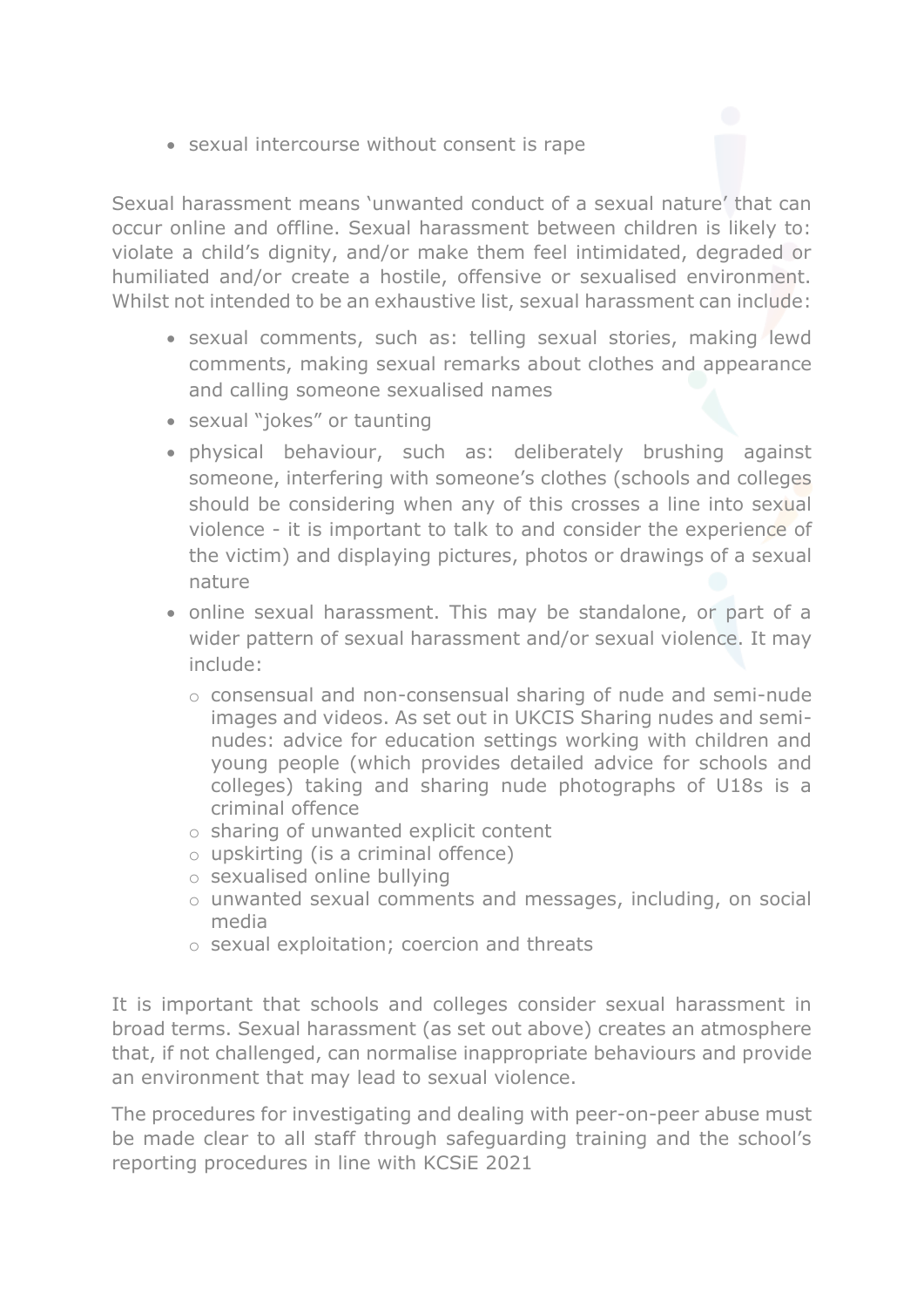- sexual intercourse without consent is rape

Sexual harassment means 'unwanted conduct of a sexual nature' that can occur online and offline. Sexual harassment between children is likely to: violate a child's dignity, and/or make them feel intimidated, degraded or humiliated and/or create a hostile, offensive or sexualised environment. Whilst not intended to be an exhaustive list, sexual harassment can include:

- sexual comments, such as: telling sexual stories, making lewd comments, making sexual remarks about clothes and appearance and calling someone sexualised names
- sexual "jokes" or taunting
- physical behaviour, such as: deliberately brushing against someone, interfering with someone's clothes (schools and colleges should be considering when any of this crosses a line into sexual violence - it is important to talk to and consider the experience of the victim) and displaying pictures, photos or drawings of a sexual nature
- online sexual harassment. This may be standalone, or part of a wider pattern of sexual harassment and/or sexual violence. It may include:
  - consensual and non-consensual sharing of nude and semi-nude images and videos. As set out in UKCIS Sharing nudes and semi-nudes: advice for education settings working with children and young people (which provides detailed advice for schools and colleges) taking and sharing nude photographs of U18s is a criminal offence
  - sharing of unwanted explicit content
  - upskirting (is a criminal offence)
  - sexualised online bullying
  - unwanted sexual comments and messages, including, on social media
  - sexual exploitation; coercion and threats

It is important that schools and colleges consider sexual harassment in broad terms. Sexual harassment (as set out above) creates an atmosphere that, if not challenged, can normalise inappropriate behaviours and provide an environment that may lead to sexual violence.

The procedures for investigating and dealing with peer-on-peer abuse must be made clear to all staff through safeguarding training and the school's reporting procedures in line with KCSiE 2021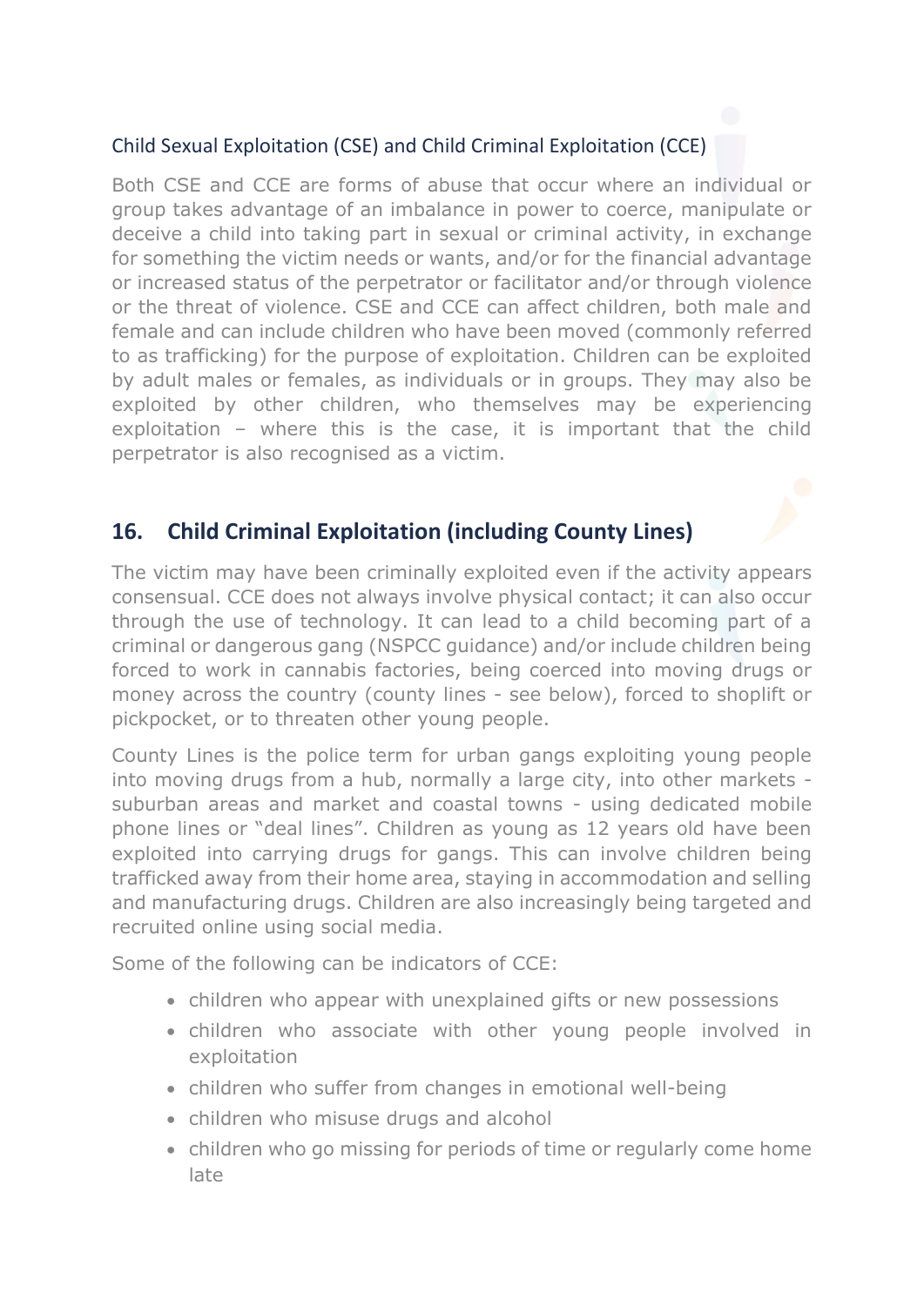### Child Sexual Exploitation (CSE) and Child Criminal Exploitation (CCE)

Both CSE and CCE are forms of abuse that occur where an individual or group takes advantage of an imbalance in power to coerce, manipulate or deceive a child into taking part in sexual or criminal activity, in exchange for something the victim needs or wants, and/or for the financial advantage or increased status of the perpetrator or facilitator and/or through violence or the threat of violence. CSE and CCE can affect children, both male and female and can include children who have been moved (commonly referred to as trafficking) for the purpose of exploitation. Children can be exploited by adult males or females, as individuals or in groups. They may also be exploited by other children, who themselves may be experiencing exploitation – where this is the case, it is important that the child perpetrator is also recognised as a victim.

## 16. Child Criminal Exploitation (including County Lines)

The victim may have been criminally exploited even if the activity appears consensual. CCE does not always involve physical contact; it can also occur through the use of technology. It can lead to a child becoming part of a criminal or dangerous gang (NSPCC guidance) and/or include children being forced to work in cannabis factories, being coerced into moving drugs or money across the country (county lines - see below), forced to shoplift or pickpocket, or to threaten other young people.

County Lines is the police term for urban gangs exploiting young people into moving drugs from a hub, normally a large city, into other markets - suburban areas and market and coastal towns - using dedicated mobile phone lines or "deal lines". Children as young as 12 years old have been exploited into carrying drugs for gangs. This can involve children being trafficked away from their home area, staying in accommodation and selling and manufacturing drugs. Children are also increasingly being targeted and recruited online using social media.

Some of the following can be indicators of CCE:

- children who appear with unexplained gifts or new possessions
- children who associate with other young people involved in exploitation
- children who suffer from changes in emotional well-being
- children who misuse drugs and alcohol
- children who go missing for periods of time or regularly come home late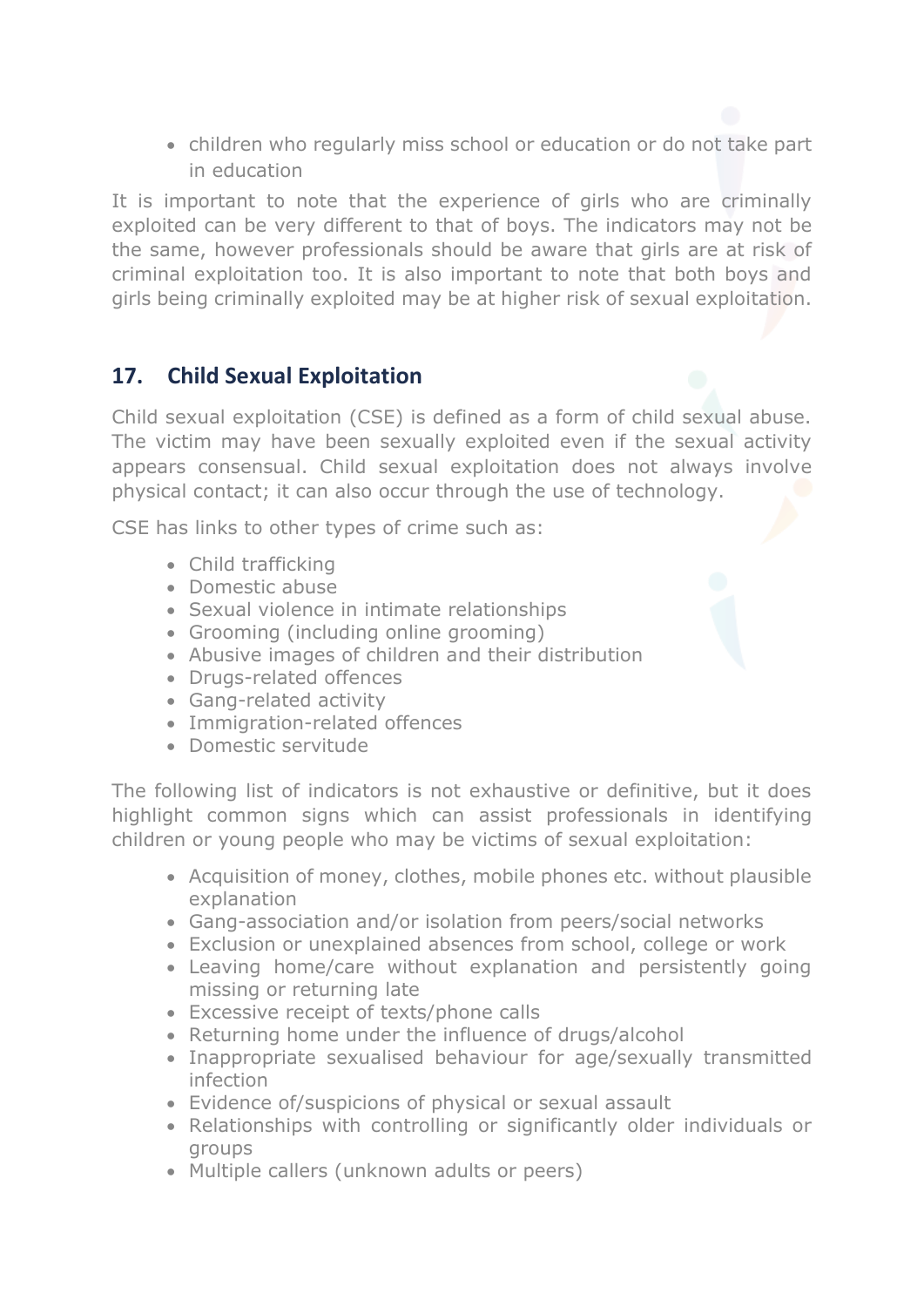- children who regularly miss school or education or do not take part in education

It is important to note that the experience of girls who are criminally exploited can be very different to that of boys. The indicators may not be the same, however professionals should be aware that girls are at risk of criminal exploitation too. It is also important to note that both boys and girls being criminally exploited may be at higher risk of sexual exploitation.

## 17. Child Sexual Exploitation

Child sexual exploitation (CSE) is defined as a form of child sexual abuse. The victim may have been sexually exploited even if the sexual activity appears consensual. Child sexual exploitation does not always involve physical contact; it can also occur through the use of technology.

CSE has links to other types of crime such as:

- Child trafficking
- Domestic abuse
- Sexual violence in intimate relationships
- Grooming (including online grooming)
- Abusive images of children and their distribution
- Drugs-related offences
- Gang-related activity
- Immigration-related offences
- Domestic servitude

The following list of indicators is not exhaustive or definitive, but it does highlight common signs which can assist professionals in identifying children or young people who may be victims of sexual exploitation:

- Acquisition of money, clothes, mobile phones etc. without plausible explanation
- Gang-association and/or isolation from peers/social networks
- Exclusion or unexplained absences from school, college or work
- Leaving home/care without explanation and persistently going missing or returning late
- Excessive receipt of texts/phone calls
- Returning home under the influence of drugs/alcohol
- Inappropriate sexualised behaviour for age/sexually transmitted infection
- Evidence of/suspicions of physical or sexual assault
- Relationships with controlling or significantly older individuals or groups
- Multiple callers (unknown adults or peers)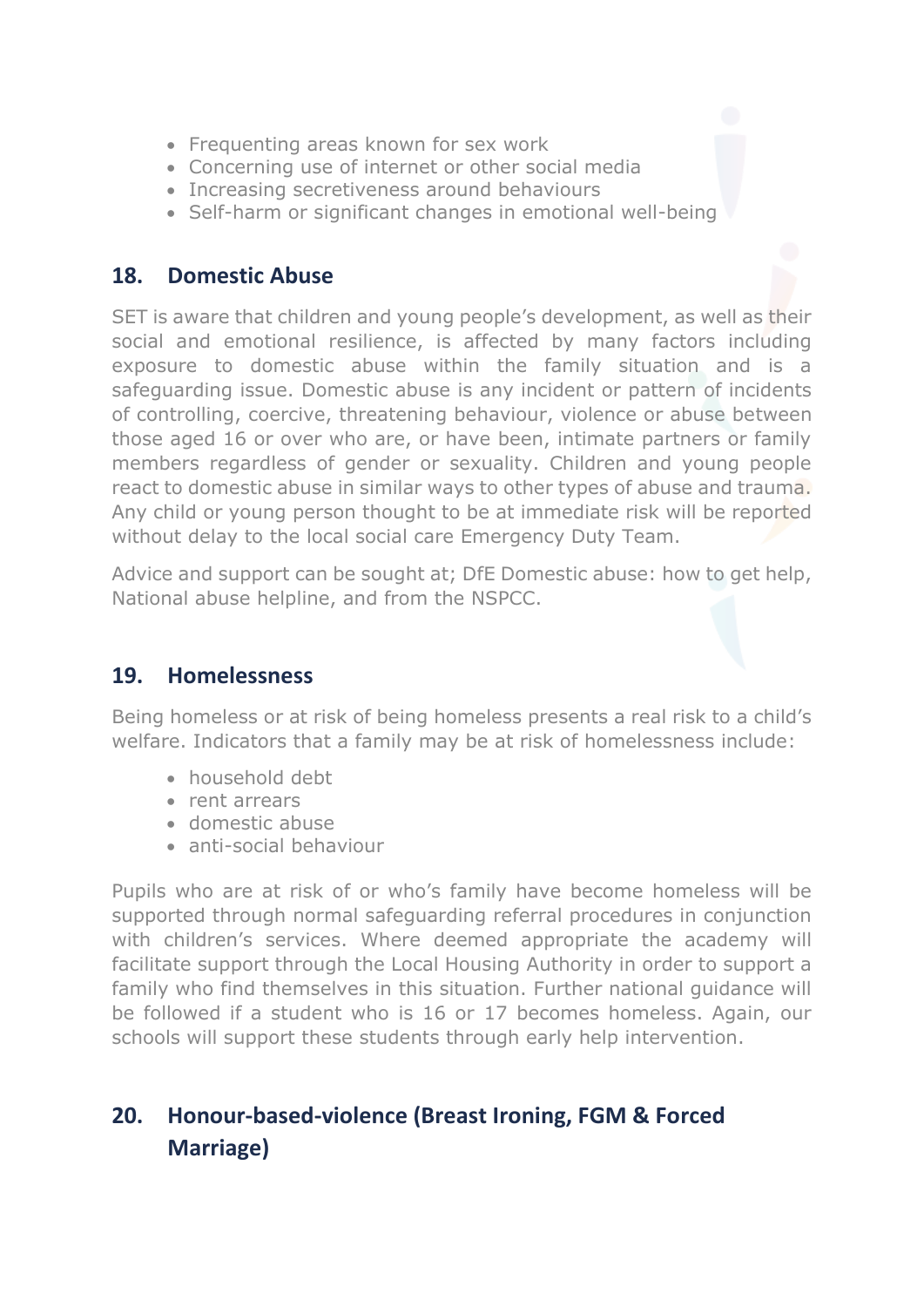- Frequenting areas known for sex work
- Concerning use of internet or other social media
- Increasing secretiveness around behaviours
- Self-harm or significant changes in emotional well-being

## 18. Domestic Abuse

SET is aware that children and young people's development, as well as their social and emotional resilience, is affected by many factors including exposure to domestic abuse within the family situation and is a safeguarding issue. Domestic abuse is any incident or pattern of incidents of controlling, coercive, threatening behaviour, violence or abuse between those aged 16 or over who are, or have been, intimate partners or family members regardless of gender or sexuality. Children and young people react to domestic abuse in similar ways to other types of abuse and trauma. Any child or young person thought to be at immediate risk will be reported without delay to the local social care Emergency Duty Team.

Advice and support can be sought at; DfE Domestic abuse: how to get help, National abuse helpline, and from the NSPCC.

## 19. Homelessness

Being homeless or at risk of being homeless presents a real risk to a child's welfare. Indicators that a family may be at risk of homelessness include:

- household debt
- rent arrears
- domestic abuse
- anti-social behaviour

Pupils who are at risk of or who's family have become homeless will be supported through normal safeguarding referral procedures in conjunction with children's services. Where deemed appropriate the academy will facilitate support through the Local Housing Authority in order to support a family who find themselves in this situation. Further national guidance will be followed if a student who is 16 or 17 becomes homeless. Again, our schools will support these students through early help intervention.

## 20. Honour-based-violence (Breast Ironing, FGM & Forced Marriage)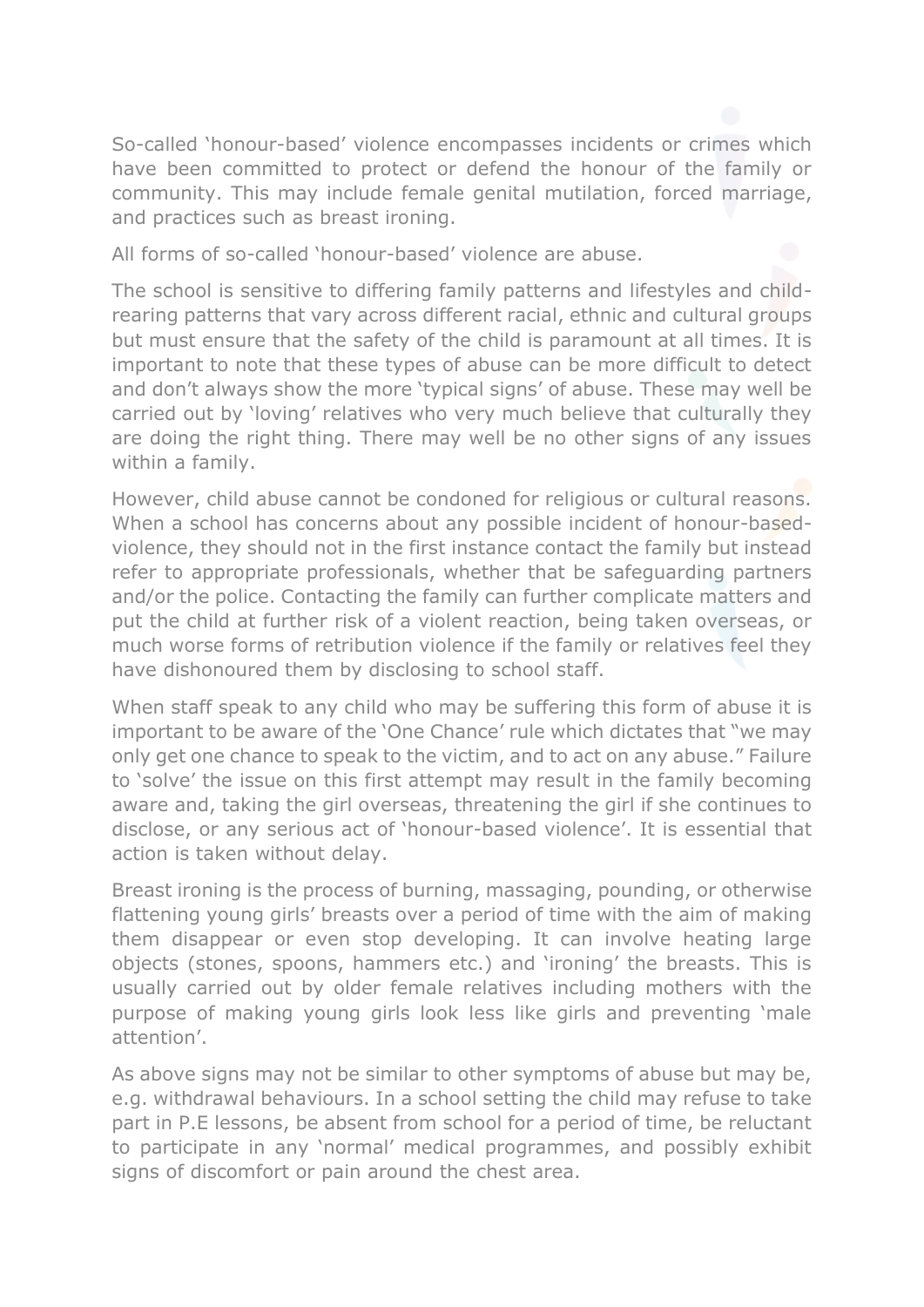So-called 'honour-based' violence encompasses incidents or crimes which have been committed to protect or defend the honour of the family or community. This may include female genital mutilation, forced marriage, and practices such as breast ironing.

All forms of so-called 'honour-based' violence are abuse.

The school is sensitive to differing family patterns and lifestyles and child-rearing patterns that vary across different racial, ethnic and cultural groups but must ensure that the safety of the child is paramount at all times. It is important to note that these types of abuse can be more difficult to detect and don't always show the more 'typical signs' of abuse. These may well be carried out by 'loving' relatives who very much believe that culturally they are doing the right thing. There may well be no other signs of any issues within a family.

However, child abuse cannot be condoned for religious or cultural reasons. When a school has concerns about any possible incident of honour-based-violence, they should not in the first instance contact the family but instead refer to appropriate professionals, whether that be safeguarding partners and/or the police. Contacting the family can further complicate matters and put the child at further risk of a violent reaction, being taken overseas, or much worse forms of retribution violence if the family or relatives feel they have dishonoured them by disclosing to school staff.

When staff speak to any child who may be suffering this form of abuse it is important to be aware of the 'One Chance' rule which dictates that "we may only get one chance to speak to the victim, and to act on any abuse." Failure to 'solve' the issue on this first attempt may result in the family becoming aware and, taking the girl overseas, threatening the girl if she continues to disclose, or any serious act of 'honour-based violence'. It is essential that action is taken without delay.

Breast ironing is the process of burning, massaging, pounding, or otherwise flattening young girls' breasts over a period of time with the aim of making them disappear or even stop developing. It can involve heating large objects (stones, spoons, hammers etc.) and 'ironing' the breasts. This is usually carried out by older female relatives including mothers with the purpose of making young girls look less like girls and preventing 'male attention'.

As above signs may not be similar to other symptoms of abuse but may be, e.g. withdrawal behaviours. In a school setting the child may refuse to take part in P.E lessons, be absent from school for a period of time, be reluctant to participate in any 'normal' medical programmes, and possibly exhibit signs of discomfort or pain around the chest area.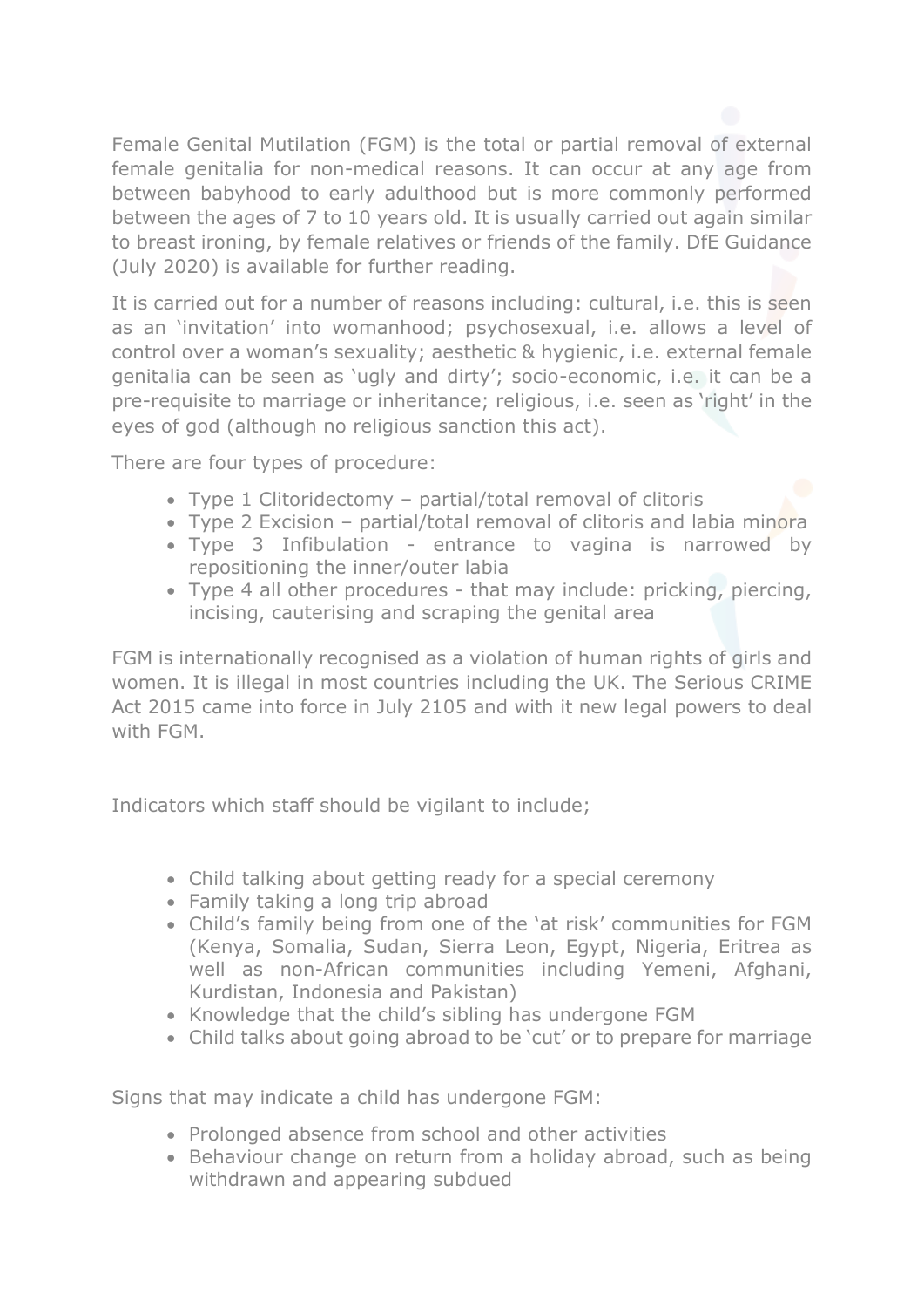Female Genital Mutilation (FGM) is the total or partial removal of external female genitalia for non-medical reasons. It can occur at any age from between babyhood to early adulthood but is more commonly performed between the ages of 7 to 10 years old. It is usually carried out again similar to breast ironing, by female relatives or friends of the family. DfE Guidance (July 2020) is available for further reading.

It is carried out for a number of reasons including: cultural, i.e. this is seen as an 'invitation' into womanhood; psychosexual, i.e. allows a level of control over a woman's sexuality; aesthetic & hygienic, i.e. external female genitalia can be seen as 'ugly and dirty'; socio-economic, i.e. it can be a pre-requisite to marriage or inheritance; religious, i.e. seen as 'right' in the eyes of god (although no religious sanction this act).

There are four types of procedure:

- Type 1 Clitoridectomy – partial/total removal of clitoris
- Type 2 Excision – partial/total removal of clitoris and labia minora
- Type 3 Infibulation - entrance to vagina is narrowed by repositioning the inner/outer labia
- Type 4 all other procedures - that may include: pricking, piercing, incising, cauterising and scraping the genital area

FGM is internationally recognised as a violation of human rights of girls and women. It is illegal in most countries including the UK. The Serious CRIME Act 2015 came into force in July 2105 and with it new legal powers to deal with FGM.

Indicators which staff should be vigilant to include;

- Child talking about getting ready for a special ceremony
- Family taking a long trip abroad
- Child's family being from one of the 'at risk' communities for FGM (Kenya, Somalia, Sudan, Sierra Leon, Egypt, Nigeria, Eritrea as well as non-African communities including Yemeni, Afghani, Kurdistan, Indonesia and Pakistan)
- Knowledge that the child's sibling has undergone FGM
- Child talks about going abroad to be 'cut' or to prepare for marriage

Signs that may indicate a child has undergone FGM:

- Prolonged absence from school and other activities
- Behaviour change on return from a holiday abroad, such as being withdrawn and appearing subdued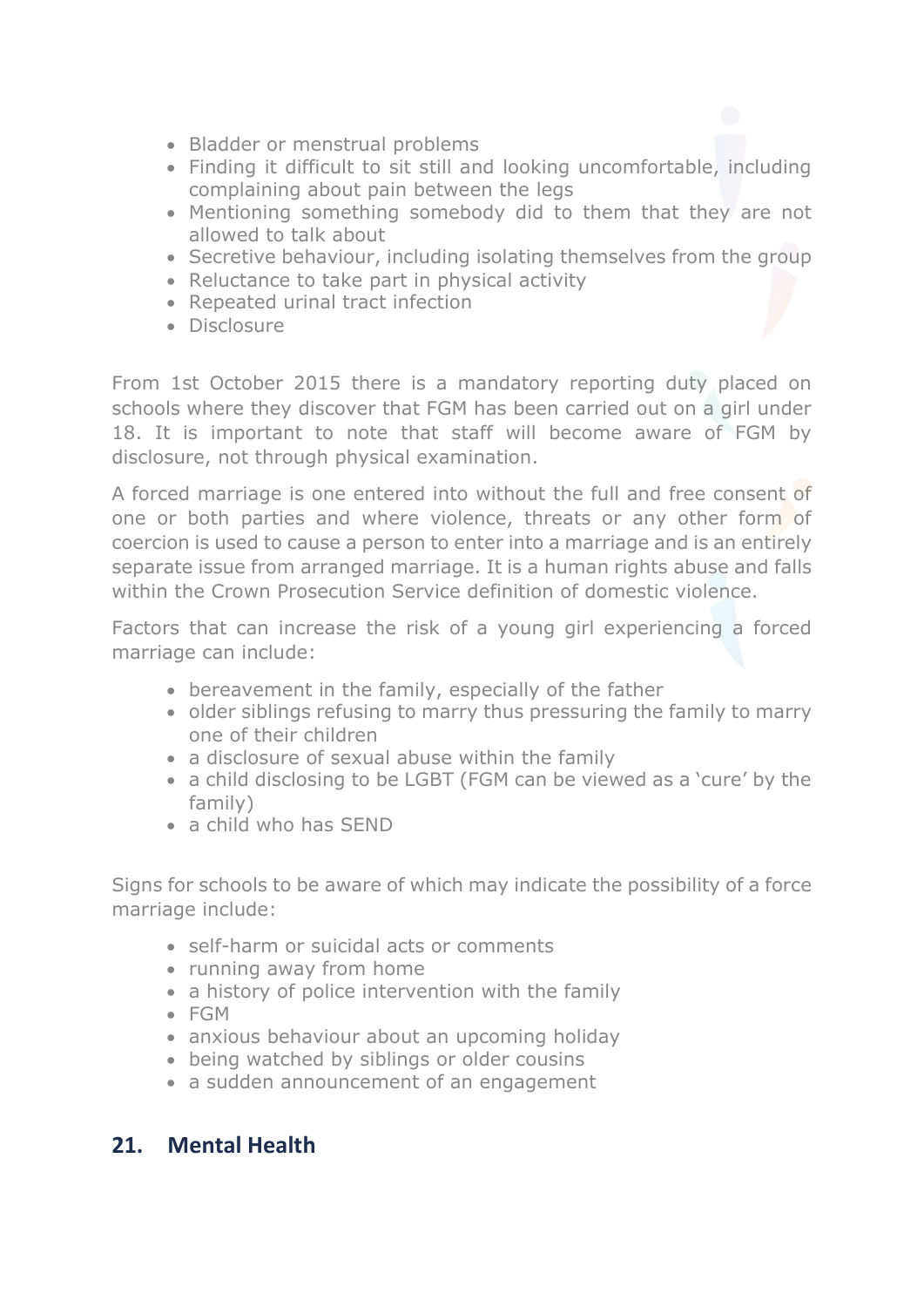- Bladder or menstrual problems
- Finding it difficult to sit still and looking uncomfortable, including complaining about pain between the legs
- Mentioning something somebody did to them that they are not allowed to talk about
- Secretive behaviour, including isolating themselves from the group
- Reluctance to take part in physical activity
- Repeated urinal tract infection
- Disclosure

From 1st October 2015 there is a mandatory reporting duty placed on schools where they discover that FGM has been carried out on a girl under 18. It is important to note that staff will become aware of FGM by disclosure, not through physical examination.

A forced marriage is one entered into without the full and free consent of one or both parties and where violence, threats or any other form of coercion is used to cause a person to enter into a marriage and is an entirely separate issue from arranged marriage. It is a human rights abuse and falls within the Crown Prosecution Service definition of domestic violence.

Factors that can increase the risk of a young girl experiencing a forced marriage can include:

- bereavement in the family, especially of the father
- older siblings refusing to marry thus pressuring the family to marry one of their children
- a disclosure of sexual abuse within the family
- a child disclosing to be LGBT (FGM can be viewed as a 'cure' by the family)
- a child who has SEND

Signs for schools to be aware of which may indicate the possibility of a force marriage include:

- self-harm or suicidal acts or comments
- running away from home
- a history of police intervention with the family
- FGM
- anxious behaviour about an upcoming holiday
- being watched by siblings or older cousins
- a sudden announcement of an engagement

## 21. Mental Health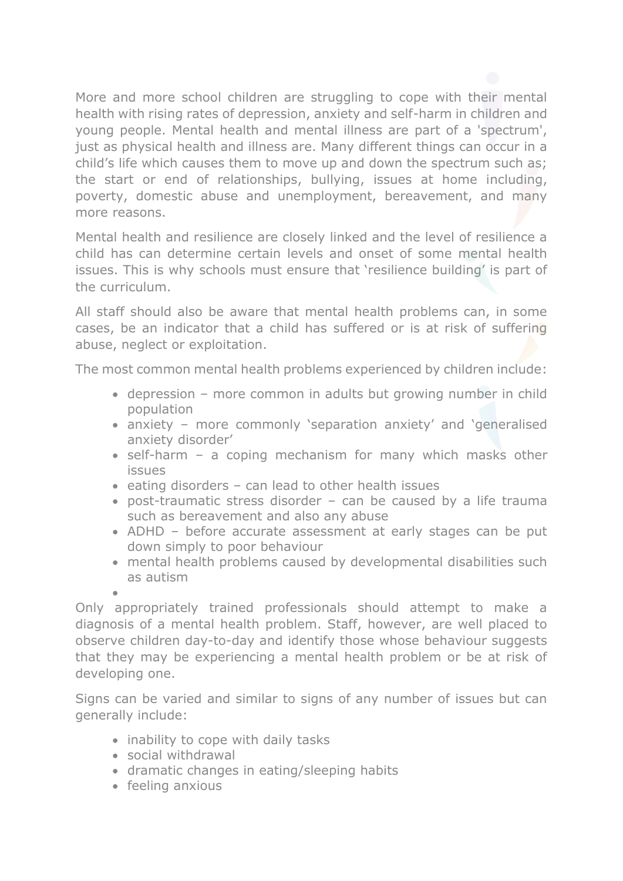More and more school children are struggling to cope with their mental health with rising rates of depression, anxiety and self-harm in children and young people. Mental health and mental illness are part of a 'spectrum', just as physical health and illness are. Many different things can occur in a child's life which causes them to move up and down the spectrum such as; the start or end of relationships, bullying, issues at home including, poverty, domestic abuse and unemployment, bereavement, and many more reasons.

Mental health and resilience are closely linked and the level of resilience a child has can determine certain levels and onset of some mental health issues. This is why schools must ensure that 'resilience building' is part of the curriculum.

All staff should also be aware that mental health problems can, in some cases, be an indicator that a child has suffered or is at risk of suffering abuse, neglect or exploitation.

The most common mental health problems experienced by children include:

- depression – more common in adults but growing number in child population
- anxiety – more commonly 'separation anxiety' and 'generalised anxiety disorder'
- self-harm – a coping mechanism for many which masks other issues
- eating disorders – can lead to other health issues
- post-traumatic stress disorder – can be caused by a life trauma such as bereavement and also any abuse
- ADHD – before accurate assessment at early stages can be put down simply to poor behaviour
- mental health problems caused by developmental disabilities such as autism

Only appropriately trained professionals should attempt to make a diagnosis of a mental health problem. Staff, however, are well placed to observe children day-to-day and identify those whose behaviour suggests that they may be experiencing a mental health problem or be at risk of developing one.

Signs can be varied and similar to signs of any number of issues but can generally include:

- inability to cope with daily tasks
- social withdrawal
- dramatic changes in eating/sleeping habits
- feeling anxious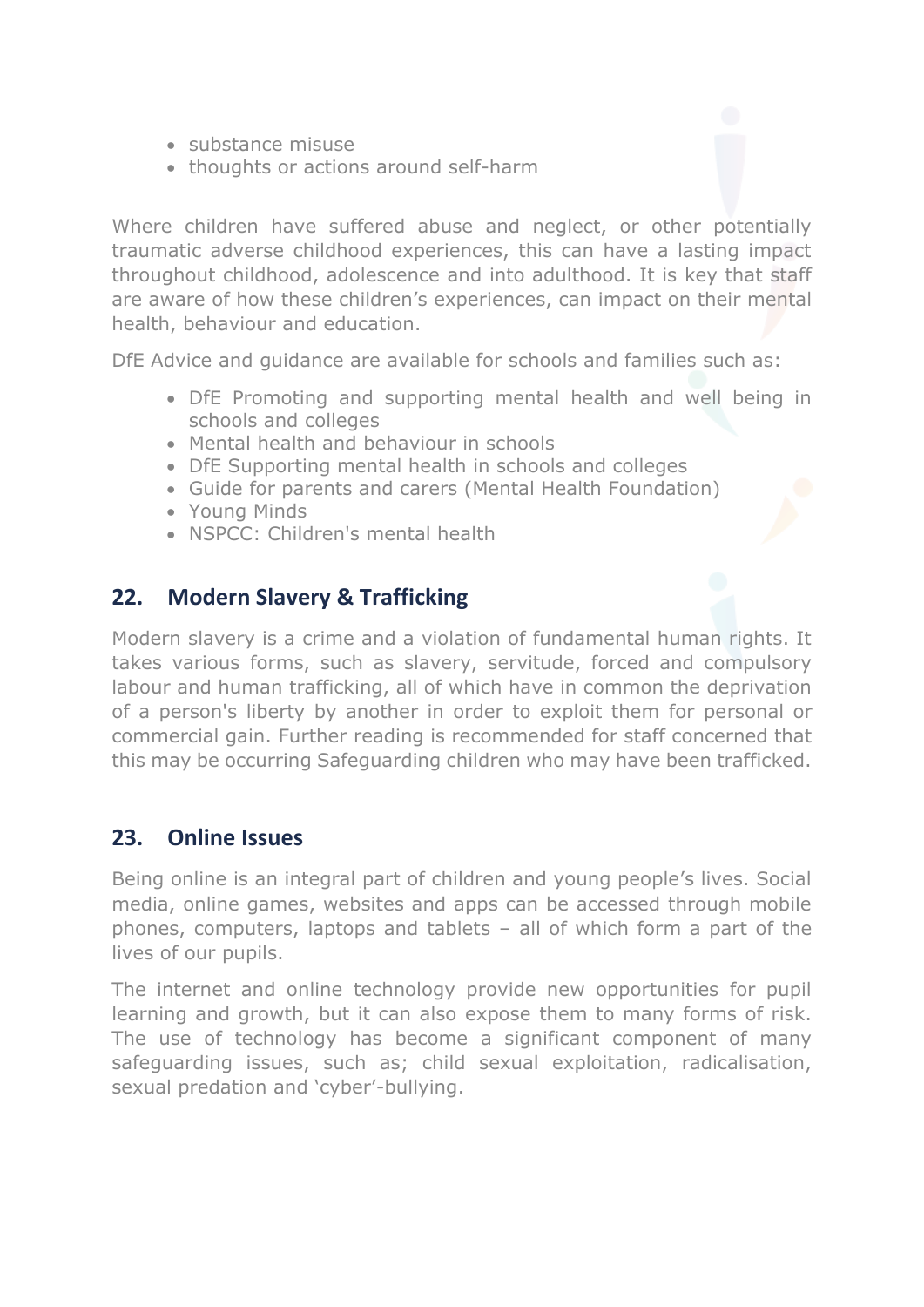- substance misuse
- thoughts or actions around self-harm

Where children have suffered abuse and neglect, or other potentially traumatic adverse childhood experiences, this can have a lasting impact throughout childhood, adolescence and into adulthood. It is key that staff are aware of how these children's experiences, can impact on their mental health, behaviour and education.

DfE Advice and guidance are available for schools and families such as:

- DfE Promoting and supporting mental health and well being in schools and colleges
- Mental health and behaviour in schools
- DfE Supporting mental health in schools and colleges
- Guide for parents and carers (Mental Health Foundation)
- Young Minds
- NSPCC: Children's mental health

## 22. Modern Slavery & Trafficking

Modern slavery is a crime and a violation of fundamental human rights. It takes various forms, such as slavery, servitude, forced and compulsory labour and human trafficking, all of which have in common the deprivation of a person's liberty by another in order to exploit them for personal or commercial gain. Further reading is recommended for staff concerned that this may be occurring Safeguarding children who may have been trafficked.

## 23. Online Issues

Being online is an integral part of children and young people's lives. Social media, online games, websites and apps can be accessed through mobile phones, computers, laptops and tablets – all of which form a part of the lives of our pupils.

The internet and online technology provide new opportunities for pupil learning and growth, but it can also expose them to many forms of risk. The use of technology has become a significant component of many safeguarding issues, such as; child sexual exploitation, radicalisation, sexual predation and 'cyber'-bullying.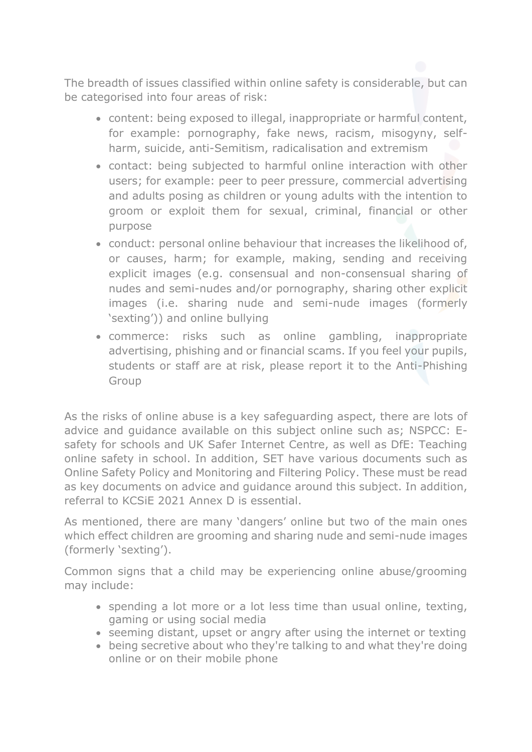The breadth of issues classified within online safety is considerable, but can be categorised into four areas of risk:

- content: being exposed to illegal, inappropriate or harmful content, for example: pornography, fake news, racism, misogyny, self-harm, suicide, anti-Semitism, radicalisation and extremism
- contact: being subjected to harmful online interaction with other users; for example: peer to peer pressure, commercial advertising and adults posing as children or young adults with the intention to groom or exploit them for sexual, criminal, financial or other purpose
- conduct: personal online behaviour that increases the likelihood of, or causes, harm; for example, making, sending and receiving explicit images (e.g. consensual and non-consensual sharing of nudes and semi-nudes and/or pornography, sharing other explicit images (i.e. sharing nude and semi-nude images (formerly 'sexting')) and online bullying
- commerce: risks such as online gambling, inappropriate advertising, phishing and or financial scams. If you feel your pupils, students or staff are at risk, please report it to the Anti-Phishing Group

As the risks of online abuse is a key safeguarding aspect, there are lots of advice and guidance available on this subject online such as; NSPCC: E-safety for schools and UK Safer Internet Centre, as well as DfE: Teaching online safety in school. In addition, SET have various documents such as Online Safety Policy and Monitoring and Filtering Policy. These must be read as key documents on advice and guidance around this subject. In addition, referral to KCSiE 2021 Annex D is essential.

As mentioned, there are many 'dangers' online but two of the main ones which effect children are grooming and sharing nude and semi-nude images (formerly 'sexting').

Common signs that a child may be experiencing online abuse/grooming may include:

- spending a lot more or a lot less time than usual online, texting, gaming or using social media
- seeming distant, upset or angry after using the internet or texting
- being secretive about who they're talking to and what they're doing online or on their mobile phone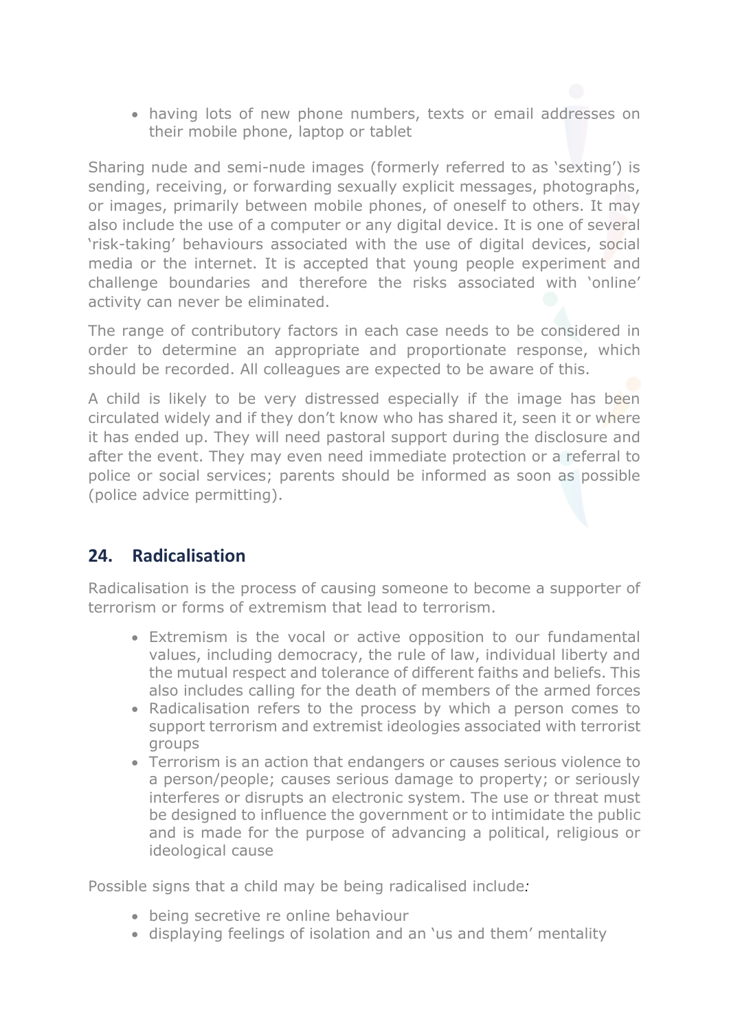- having lots of new phone numbers, texts or email addresses on their mobile phone, laptop or tablet

Sharing nude and semi-nude images (formerly referred to as 'sexting') is sending, receiving, or forwarding sexually explicit messages, photographs, or images, primarily between mobile phones, of oneself to others. It may also include the use of a computer or any digital device. It is one of several 'risk-taking' behaviours associated with the use of digital devices, social media or the internet. It is accepted that young people experiment and challenge boundaries and therefore the risks associated with 'online' activity can never be eliminated.

The range of contributory factors in each case needs to be considered in order to determine an appropriate and proportionate response, which should be recorded. All colleagues are expected to be aware of this.

A child is likely to be very distressed especially if the image has been circulated widely and if they don't know who has shared it, seen it or where it has ended up. They will need pastoral support during the disclosure and after the event. They may even need immediate protection or a referral to police or social services; parents should be informed as soon as possible (police advice permitting).

## 24. Radicalisation

Radicalisation is the process of causing someone to become a supporter of terrorism or forms of extremism that lead to terrorism.

- Extremism is the vocal or active opposition to our fundamental values, including democracy, the rule of law, individual liberty and the mutual respect and tolerance of different faiths and beliefs. This also includes calling for the death of members of the armed forces
- Radicalisation refers to the process by which a person comes to support terrorism and extremist ideologies associated with terrorist groups
- Terrorism is an action that endangers or causes serious violence to a person/people; causes serious damage to property; or seriously interferes or disrupts an electronic system. The use or threat must be designed to influence the government or to intimidate the public and is made for the purpose of advancing a political, religious or ideological cause

Possible signs that a child may be being radicalised include:

- being secretive re online behaviour
- displaying feelings of isolation and an 'us and them' mentality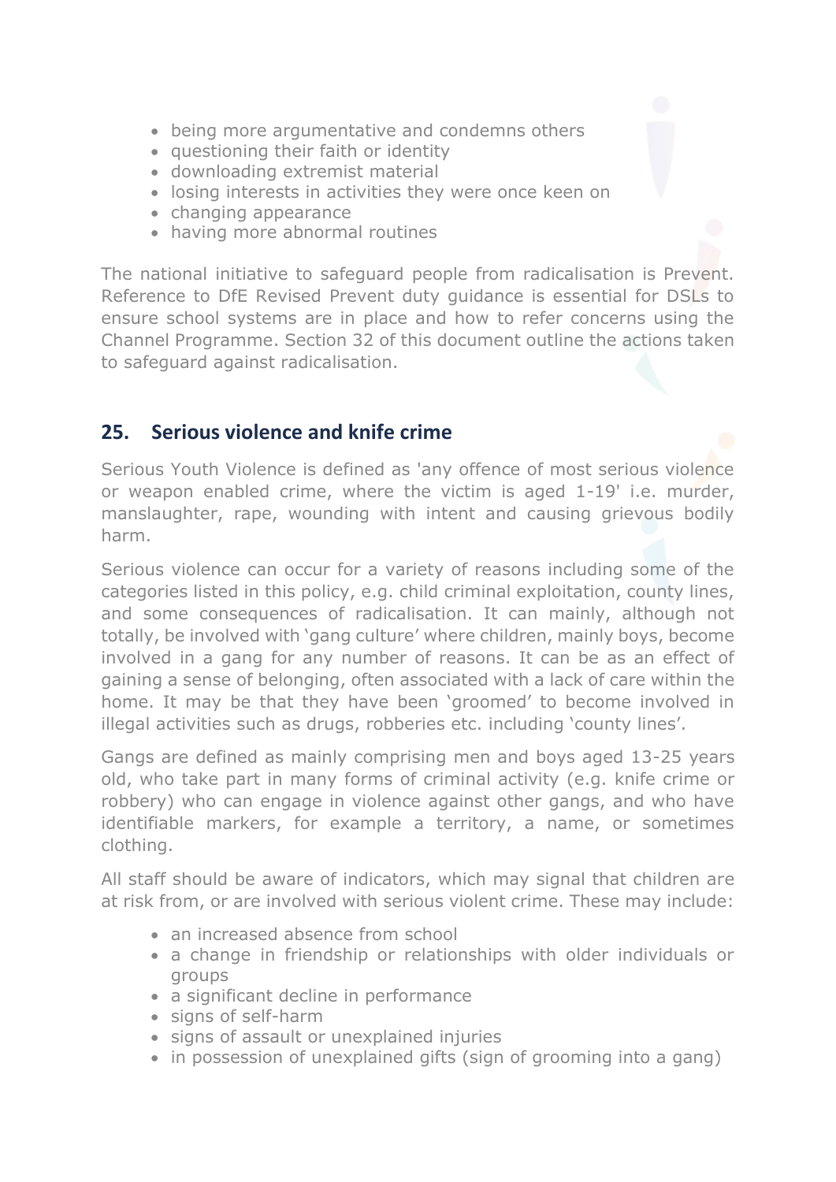- being more argumentative and condemns others
- questioning their faith or identity
- downloading extremist material
- losing interests in activities they were once keen on
- changing appearance
- having more abnormal routines

The national initiative to safeguard people from radicalisation is Prevent. Reference to DfE Revised Prevent duty guidance is essential for DSLs to ensure school systems are in place and how to refer concerns using the Channel Programme. Section 32 of this document outline the actions taken to safeguard against radicalisation.

## 25. Serious violence and knife crime

Serious Youth Violence is defined as 'any offence of most serious violence or weapon enabled crime, where the victim is aged 1-19' i.e. murder, manslaughter, rape, wounding with intent and causing grievous bodily harm.

Serious violence can occur for a variety of reasons including some of the categories listed in this policy, e.g. child criminal exploitation, county lines, and some consequences of radicalisation. It can mainly, although not totally, be involved with 'gang culture' where children, mainly boys, become involved in a gang for any number of reasons. It can be as an effect of gaining a sense of belonging, often associated with a lack of care within the home. It may be that they have been 'groomed' to become involved in illegal activities such as drugs, robberies etc. including 'county lines'.

Gangs are defined as mainly comprising men and boys aged 13-25 years old, who take part in many forms of criminal activity (e.g. knife crime or robbery) who can engage in violence against other gangs, and who have identifiable markers, for example a territory, a name, or sometimes clothing.

All staff should be aware of indicators, which may signal that children are at risk from, or are involved with serious violent crime. These may include:

- an increased absence from school
- a change in friendship or relationships with older individuals or groups
- a significant decline in performance
- signs of self-harm
- signs of assault or unexplained injuries
- in possession of unexplained gifts (sign of grooming into a gang)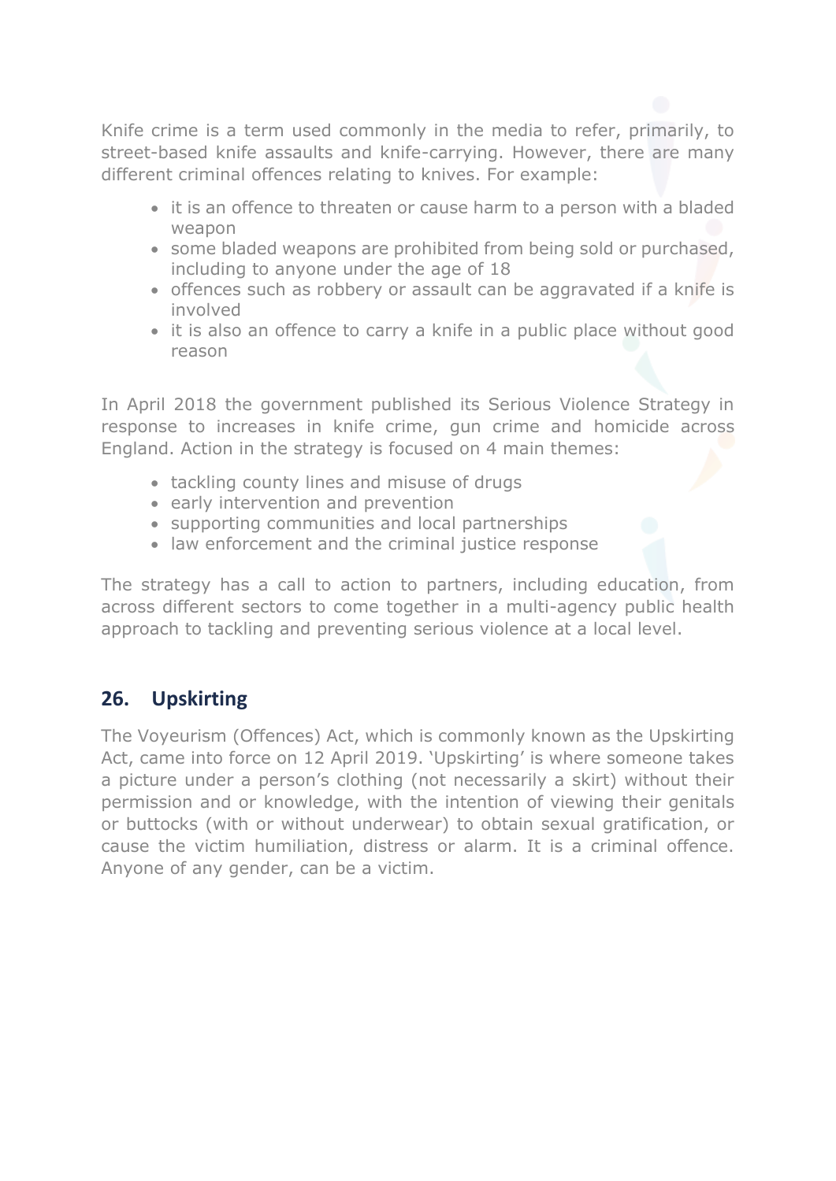Knife crime is a term used commonly in the media to refer, primarily, to street-based knife assaults and knife-carrying. However, there are many different criminal offences relating to knives. For example:

- it is an offence to threaten or cause harm to a person with a bladed weapon
- some bladed weapons are prohibited from being sold or purchased, including to anyone under the age of 18
- offences such as robbery or assault can be aggravated if a knife is involved
- it is also an offence to carry a knife in a public place without good reason

In April 2018 the government published its Serious Violence Strategy in response to increases in knife crime, gun crime and homicide across England. Action in the strategy is focused on 4 main themes:

- tackling county lines and misuse of drugs
- early intervention and prevention
- supporting communities and local partnerships
- law enforcement and the criminal justice response

The strategy has a call to action to partners, including education, from across different sectors to come together in a multi-agency public health approach to tackling and preventing serious violence at a local level.

## 26. Upskirting

The Voyeurism (Offences) Act, which is commonly known as the Upskirting Act, came into force on 12 April 2019. 'Upskirting' is where someone takes a picture under a person's clothing (not necessarily a skirt) without their permission and or knowledge, with the intention of viewing their genitals or buttocks (with or without underwear) to obtain sexual gratification, or cause the victim humiliation, distress or alarm. It is a criminal offence. Anyone of any gender, can be a victim.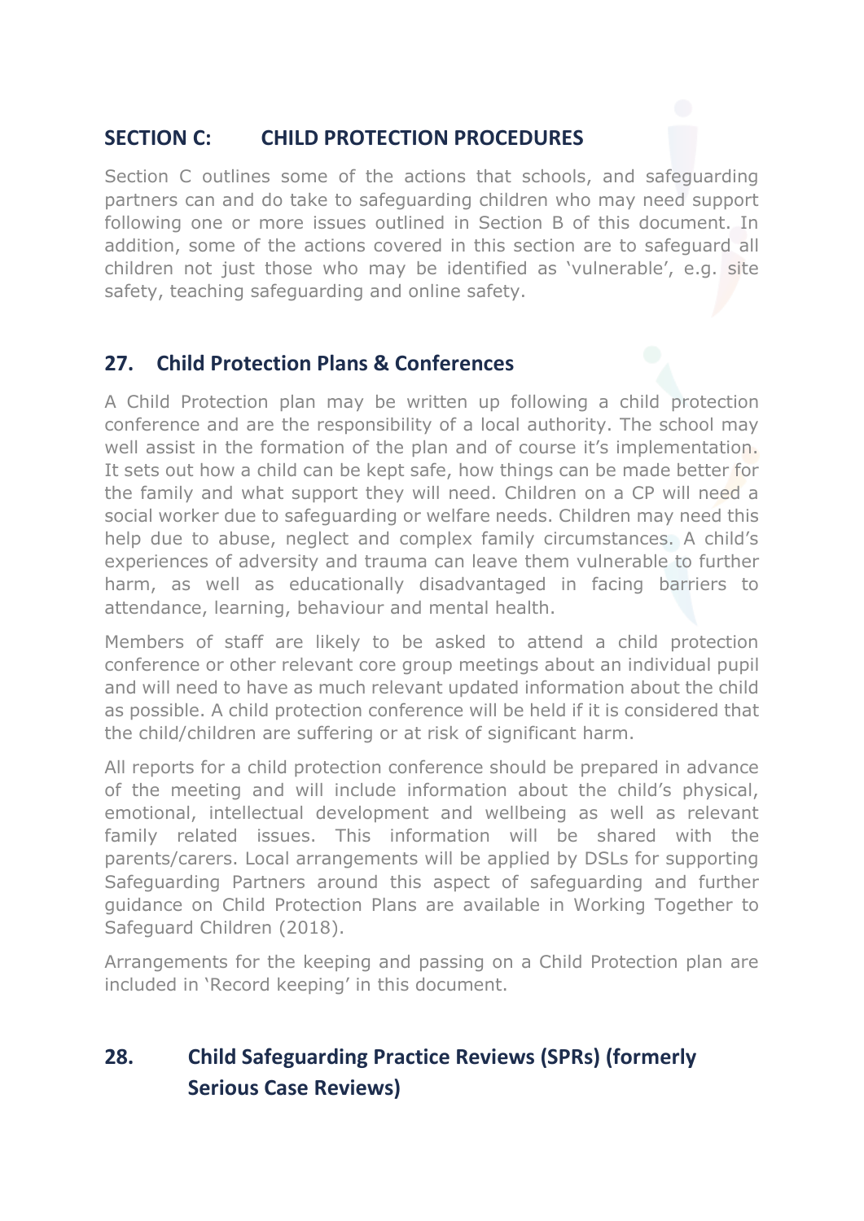## SECTION C: CHILD PROTECTION PROCEDURES

Section C outlines some of the actions that schools, and safeguarding partners can and do take to safeguarding children who may need support following one or more issues outlined in Section B of this document. In addition, some of the actions covered in this section are to safeguard all children not just those who may be identified as 'vulnerable', e.g. site safety, teaching safeguarding and online safety.

## 27. Child Protection Plans & Conferences

A Child Protection plan may be written up following a child protection conference and are the responsibility of a local authority. The school may well assist in the formation of the plan and of course it's implementation. It sets out how a child can be kept safe, how things can be made better for the family and what support they will need. Children on a CP will need a social worker due to safeguarding or welfare needs. Children may need this help due to abuse, neglect and complex family circumstances. A child's experiences of adversity and trauma can leave them vulnerable to further harm, as well as educationally disadvantaged in facing barriers to attendance, learning, behaviour and mental health.

Members of staff are likely to be asked to attend a child protection conference or other relevant core group meetings about an individual pupil and will need to have as much relevant updated information about the child as possible. A child protection conference will be held if it is considered that the child/children are suffering or at risk of significant harm.

All reports for a child protection conference should be prepared in advance of the meeting and will include information about the child's physical, emotional, intellectual development and wellbeing as well as relevant family related issues. This information will be shared with the parents/carers. Local arrangements will be applied by DSLs for supporting Safeguarding Partners around this aspect of safeguarding and further guidance on Child Protection Plans are available in Working Together to Safeguard Children (2018).

Arrangements for the keeping and passing on a Child Protection plan are included in 'Record keeping' in this document.

## 28. Child Safeguarding Practice Reviews (SPRs) (formerly Serious Case Reviews)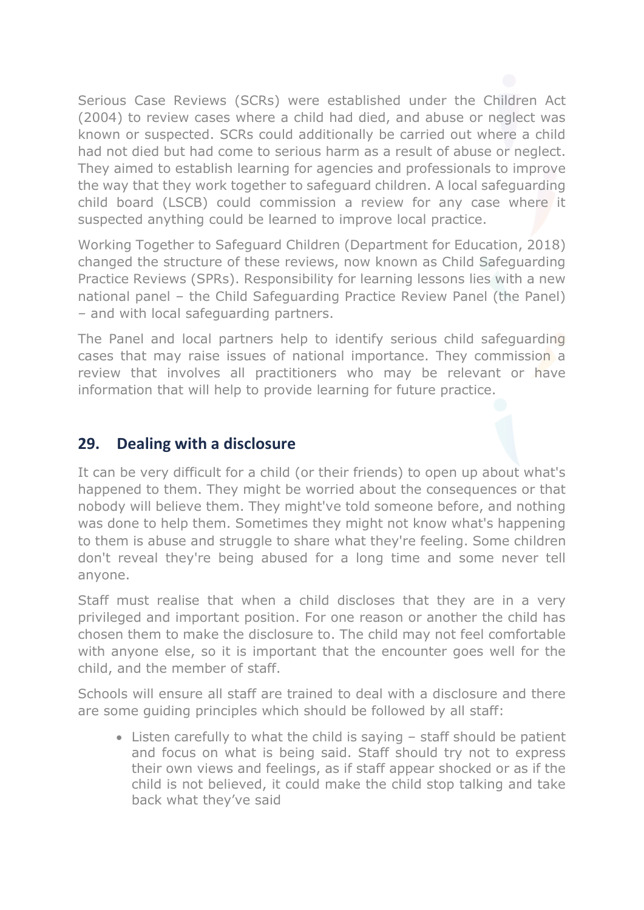Serious Case Reviews (SCRs) were established under the Children Act (2004) to review cases where a child had died, and abuse or neglect was known or suspected. SCRs could additionally be carried out where a child had not died but had come to serious harm as a result of abuse or neglect. They aimed to establish learning for agencies and professionals to improve the way that they work together to safeguard children. A local safeguarding child board (LSCB) could commission a review for any case where it suspected anything could be learned to improve local practice.

Working Together to Safeguard Children (Department for Education, 2018) changed the structure of these reviews, now known as Child Safeguarding Practice Reviews (SPRs). Responsibility for learning lessons lies with a new national panel – the Child Safeguarding Practice Review Panel (the Panel) – and with local safeguarding partners.

The Panel and local partners help to identify serious child safeguarding cases that may raise issues of national importance. They commission a review that involves all practitioners who may be relevant or have information that will help to provide learning for future practice.

## 29. Dealing with a disclosure

It can be very difficult for a child (or their friends) to open up about what's happened to them. They might be worried about the consequences or that nobody will believe them. They might've told someone before, and nothing was done to help them. Sometimes they might not know what's happening to them is abuse and struggle to share what they're feeling. Some children don't reveal they're being abused for a long time and some never tell anyone.

Staff must realise that when a child discloses that they are in a very privileged and important position. For one reason or another the child has chosen them to make the disclosure to. The child may not feel comfortable with anyone else, so it is important that the encounter goes well for the child, and the member of staff.

Schools will ensure all staff are trained to deal with a disclosure and there are some guiding principles which should be followed by all staff:

- Listen carefully to what the child is saying – staff should be patient and focus on what is being said. Staff should try not to express their own views and feelings, as if staff appear shocked or as if the child is not believed, it could make the child stop talking and take back what they've said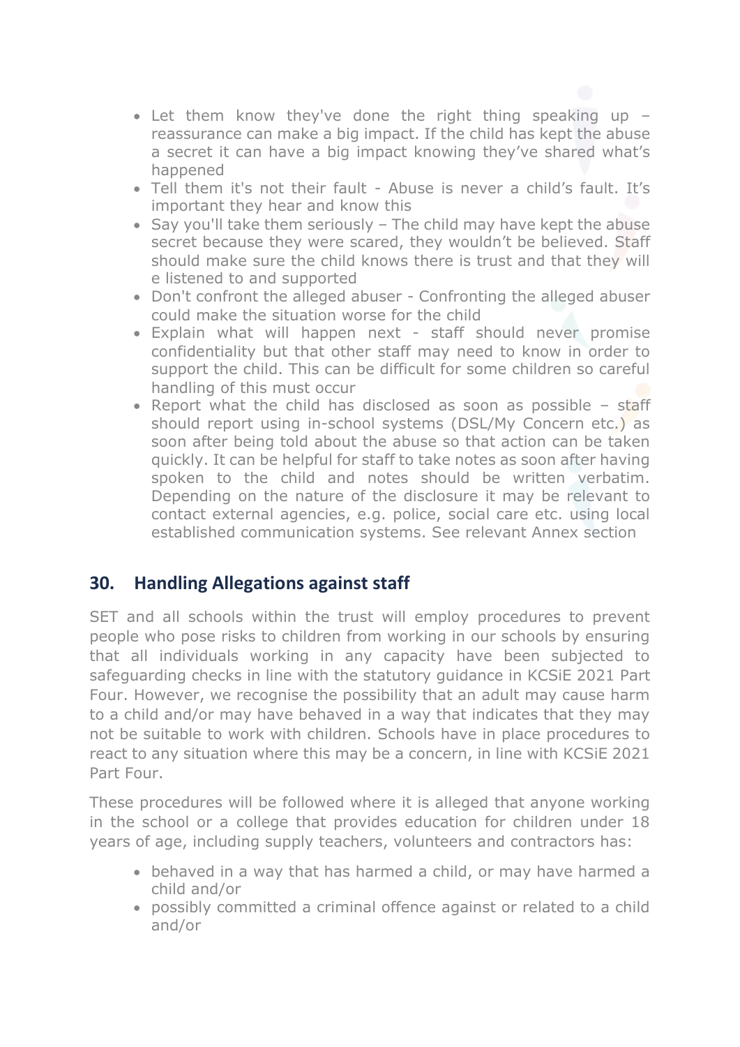- Let them know they've done the right thing speaking up – reassurance can make a big impact. If the child has kept the abuse a secret it can have a big impact knowing they've shared what's happened
- Tell them it's not their fault - Abuse is never a child's fault. It's important they hear and know this
- Say you'll take them seriously – The child may have kept the abuse secret because they were scared, they wouldn't be believed. Staff should make sure the child knows there is trust and that they will e listened to and supported
- Don't confront the alleged abuser - Confronting the alleged abuser could make the situation worse for the child
- Explain what will happen next - staff should never promise confidentiality but that other staff may need to know in order to support the child. This can be difficult for some children so careful handling of this must occur
- Report what the child has disclosed as soon as possible – staff should report using in-school systems (DSL/My Concern etc.) as soon after being told about the abuse so that action can be taken quickly. It can be helpful for staff to take notes as soon after having spoken to the child and notes should be written verbatim. Depending on the nature of the disclosure it may be relevant to contact external agencies, e.g. police, social care etc. using local established communication systems. See relevant Annex section

## 30. Handling Allegations against staff

SET and all schools within the trust will employ procedures to prevent people who pose risks to children from working in our schools by ensuring that all individuals working in any capacity have been subjected to safeguarding checks in line with the statutory guidance in KCSiE 2021 Part Four. However, we recognise the possibility that an adult may cause harm to a child and/or may have behaved in a way that indicates that they may not be suitable to work with children. Schools have in place procedures to react to any situation where this may be a concern, in line with KCSiE 2021 Part Four.

These procedures will be followed where it is alleged that anyone working in the school or a college that provides education for children under 18 years of age, including supply teachers, volunteers and contractors has:

- behaved in a way that has harmed a child, or may have harmed a child and/or
- possibly committed a criminal offence against or related to a child and/or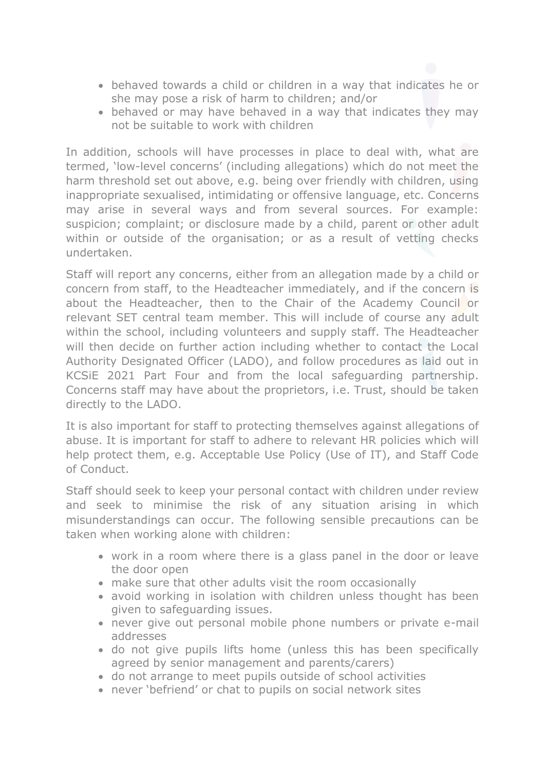- behaved towards a child or children in a way that indicates he or she may pose a risk of harm to children; and/or
- behaved or may have behaved in a way that indicates they may not be suitable to work with children

In addition, schools will have processes in place to deal with, what are termed, 'low-level concerns' (including allegations) which do not meet the harm threshold set out above, e.g. being over friendly with children, using inappropriate sexualised, intimidating or offensive language, etc. Concerns may arise in several ways and from several sources. For example: suspicion; complaint; or disclosure made by a child, parent or other adult within or outside of the organisation; or as a result of vetting checks undertaken.

Staff will report any concerns, either from an allegation made by a child or concern from staff, to the Headteacher immediately, and if the concern is about the Headteacher, then to the Chair of the Academy Council or relevant SET central team member. This will include of course any adult within the school, including volunteers and supply staff. The Headteacher will then decide on further action including whether to contact the Local Authority Designated Officer (LADO), and follow procedures as laid out in KCSiE 2021 Part Four and from the local safeguarding partnership. Concerns staff may have about the proprietors, i.e. Trust, should be taken directly to the LADO.

It is also important for staff to protecting themselves against allegations of abuse. It is important for staff to adhere to relevant HR policies which will help protect them, e.g. Acceptable Use Policy (Use of IT), and Staff Code of Conduct.

Staff should seek to keep your personal contact with children under review and seek to minimise the risk of any situation arising in which misunderstandings can occur. The following sensible precautions can be taken when working alone with children:

- work in a room where there is a glass panel in the door or leave the door open
- make sure that other adults visit the room occasionally
- avoid working in isolation with children unless thought has been given to safeguarding issues.
- never give out personal mobile phone numbers or private e-mail addresses
- do not give pupils lifts home (unless this has been specifically agreed by senior management and parents/carers)
- do not arrange to meet pupils outside of school activities
- never 'befriend' or chat to pupils on social network sites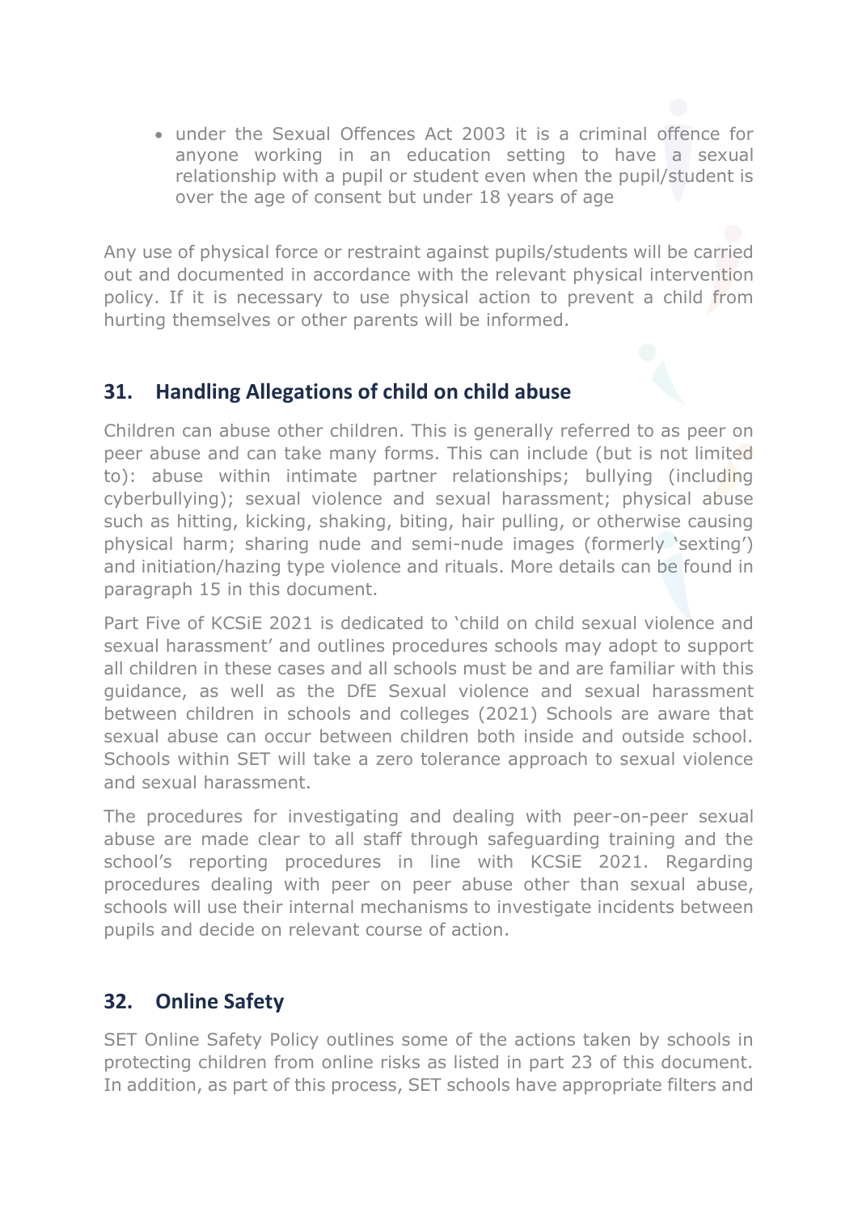- under the Sexual Offences Act 2003 it is a criminal offence for anyone working in an education setting to have a sexual relationship with a pupil or student even when the pupil/student is over the age of consent but under 18 years of age

Any use of physical force or restraint against pupils/students will be carried out and documented in accordance with the relevant physical intervention policy. If it is necessary to use physical action to prevent a child from hurting themselves or other parents will be informed.

## 31. Handling Allegations of child on child abuse

Children can abuse other children. This is generally referred to as peer on peer abuse and can take many forms. This can include (but is not limited to): abuse within intimate partner relationships; bullying (including cyberbullying); sexual violence and sexual harassment; physical abuse such as hitting, kicking, shaking, biting, hair pulling, or otherwise causing physical harm; sharing nude and semi-nude images (formerly 'sexting') and initiation/hazing type violence and rituals. More details can be found in paragraph 15 in this document.

Part Five of KCSiE 2021 is dedicated to 'child on child sexual violence and sexual harassment' and outlines procedures schools may adopt to support all children in these cases and all schools must be and are familiar with this guidance, as well as the DfE Sexual violence and sexual harassment between children in schools and colleges (2021) Schools are aware that sexual abuse can occur between children both inside and outside school. Schools within SET will take a zero tolerance approach to sexual violence and sexual harassment.

The procedures for investigating and dealing with peer-on-peer sexual abuse are made clear to all staff through safeguarding training and the school's reporting procedures in line with KCSiE 2021. Regarding procedures dealing with peer on peer abuse other than sexual abuse, schools will use their internal mechanisms to investigate incidents between pupils and decide on relevant course of action.

## 32. Online Safety

SET Online Safety Policy outlines some of the actions taken by schools in protecting children from online risks as listed in part 23 of this document. In addition, as part of this process, SET schools have appropriate filters and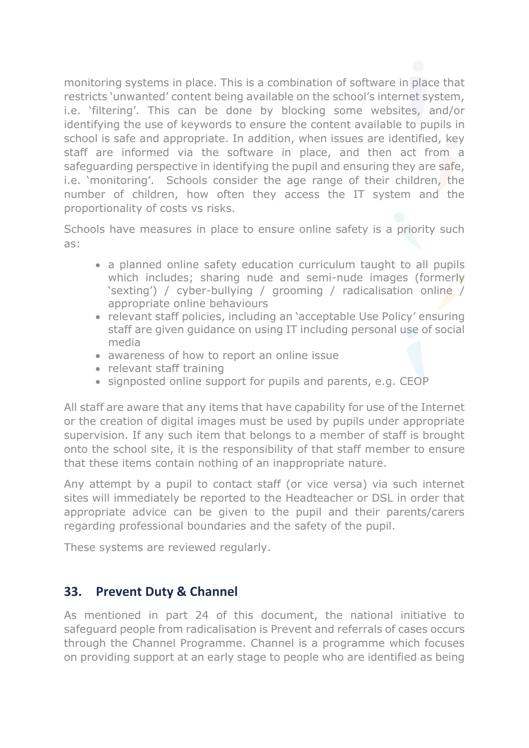monitoring systems in place. This is a combination of software in place that restricts 'unwanted' content being available on the school's internet system, i.e. 'filtering'. This can be done by blocking some websites, and/or identifying the use of keywords to ensure the content available to pupils in school is safe and appropriate. In addition, when issues are identified, key staff are informed via the software in place, and then act from a safeguarding perspective in identifying the pupil and ensuring they are safe, i.e. 'monitoring'. Schools consider the age range of their children, the number of children, how often they access the IT system and the proportionality of costs vs risks.

Schools have measures in place to ensure online safety is a priority such as:

- a planned online safety education curriculum taught to all pupils which includes; sharing nude and semi-nude images (formerly 'sexting') / cyber-bullying / grooming / radicalisation online / appropriate online behaviours
- relevant staff policies, including an 'acceptable Use Policy' ensuring staff are given guidance on using IT including personal use of social media
- awareness of how to report an online issue
- relevant staff training
- signposted online support for pupils and parents, e.g. CEOP

All staff are aware that any items that have capability for use of the Internet or the creation of digital images must be used by pupils under appropriate supervision. If any such item that belongs to a member of staff is brought onto the school site, it is the responsibility of that staff member to ensure that these items contain nothing of an inappropriate nature.

Any attempt by a pupil to contact staff (or vice versa) via such internet sites will immediately be reported to the Headteacher or DSL in order that appropriate advice can be given to the pupil and their parents/carers regarding professional boundaries and the safety of the pupil.

These systems are reviewed regularly.

## 33. Prevent Duty & Channel

As mentioned in part 24 of this document, the national initiative to safeguard people from radicalisation is Prevent and referrals of cases occurs through the Channel Programme. Channel is a programme which focuses on providing support at an early stage to people who are identified as being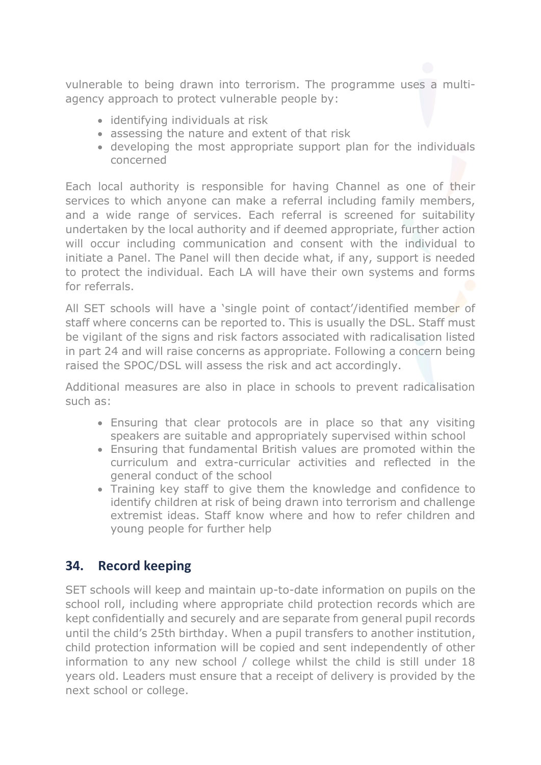vulnerable to being drawn into terrorism. The programme uses a multi-agency approach to protect vulnerable people by:

- identifying individuals at risk
- assessing the nature and extent of that risk
- developing the most appropriate support plan for the individuals concerned

Each local authority is responsible for having Channel as one of their services to which anyone can make a referral including family members, and a wide range of services. Each referral is screened for suitability undertaken by the local authority and if deemed appropriate, further action will occur including communication and consent with the individual to initiate a Panel. The Panel will then decide what, if any, support is needed to protect the individual. Each LA will have their own systems and forms for referrals.

All SET schools will have a 'single point of contact'/identified member of staff where concerns can be reported to. This is usually the DSL. Staff must be vigilant of the signs and risk factors associated with radicalisation listed in part 24 and will raise concerns as appropriate. Following a concern being raised the SPOC/DSL will assess the risk and act accordingly.

Additional measures are also in place in schools to prevent radicalisation such as:

- Ensuring that clear protocols are in place so that any visiting speakers are suitable and appropriately supervised within school
- Ensuring that fundamental British values are promoted within the curriculum and extra-curricular activities and reflected in the general conduct of the school
- Training key staff to give them the knowledge and confidence to identify children at risk of being drawn into terrorism and challenge extremist ideas. Staff know where and how to refer children and young people for further help

## 34. Record keeping

SET schools will keep and maintain up-to-date information on pupils on the school roll, including where appropriate child protection records which are kept confidentially and securely and are separate from general pupil records until the child's 25th birthday. When a pupil transfers to another institution, child protection information will be copied and sent independently of other information to any new school / college whilst the child is still under 18 years old. Leaders must ensure that a receipt of delivery is provided by the next school or college.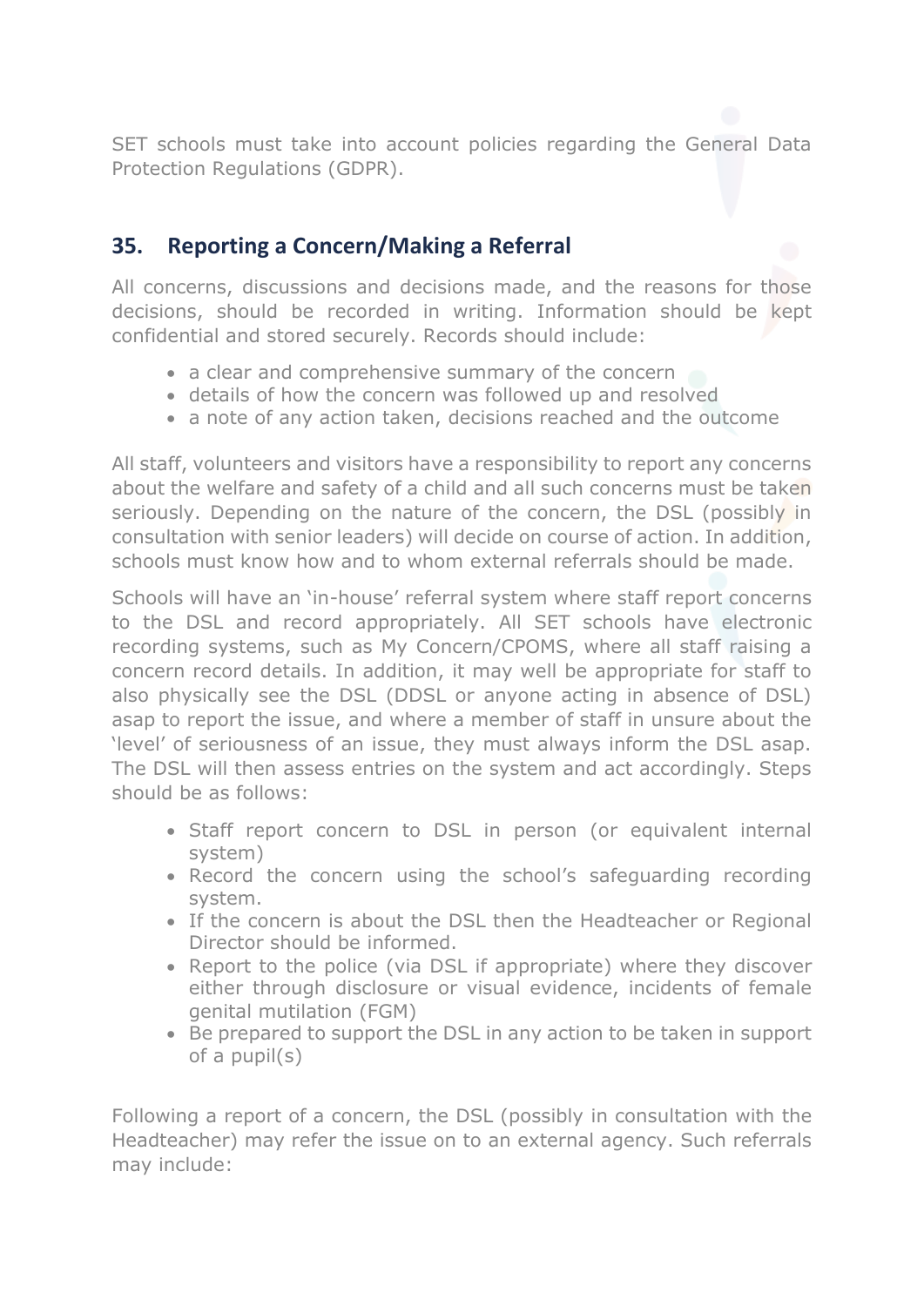SET schools must take into account policies regarding the General Data Protection Regulations (GDPR).

## 35. Reporting a Concern/Making a Referral

All concerns, discussions and decisions made, and the reasons for those decisions, should be recorded in writing. Information should be kept confidential and stored securely. Records should include:

- a clear and comprehensive summary of the concern
- details of how the concern was followed up and resolved
- a note of any action taken, decisions reached and the outcome

All staff, volunteers and visitors have a responsibility to report any concerns about the welfare and safety of a child and all such concerns must be taken seriously. Depending on the nature of the concern, the DSL (possibly in consultation with senior leaders) will decide on course of action. In addition, schools must know how and to whom external referrals should be made.

Schools will have an 'in-house' referral system where staff report concerns to the DSL and record appropriately. All SET schools have electronic recording systems, such as My Concern/CPOMS, where all staff raising a concern record details. In addition, it may well be appropriate for staff to also physically see the DSL (DDSL or anyone acting in absence of DSL) asap to report the issue, and where a member of staff in unsure about the 'level' of seriousness of an issue, they must always inform the DSL asap. The DSL will then assess entries on the system and act accordingly. Steps should be as follows:

- Staff report concern to DSL in person (or equivalent internal system)
- Record the concern using the school's safeguarding recording system.
- If the concern is about the DSL then the Headteacher or Regional Director should be informed.
- Report to the police (via DSL if appropriate) where they discover either through disclosure or visual evidence, incidents of female genital mutilation (FGM)
- Be prepared to support the DSL in any action to be taken in support of a pupil(s)

Following a report of a concern, the DSL (possibly in consultation with the Headteacher) may refer the issue on to an external agency. Such referrals may include: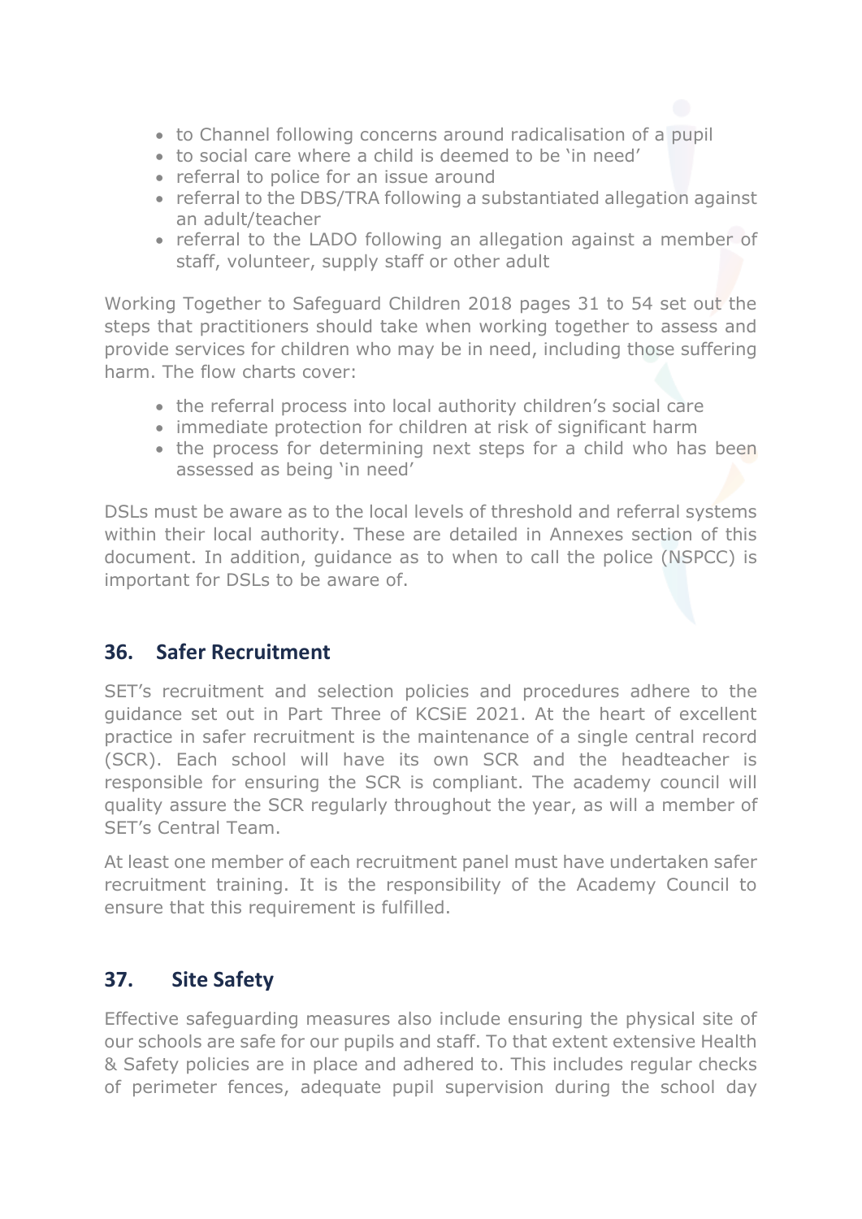- to Channel following concerns around radicalisation of a pupil
- to social care where a child is deemed to be 'in need'
- referral to police for an issue around
- referral to the DBS/TRA following a substantiated allegation against an adult/teacher
- referral to the LADO following an allegation against a member of staff, volunteer, supply staff or other adult

Working Together to Safeguard Children 2018 pages 31 to 54 set out the steps that practitioners should take when working together to assess and provide services for children who may be in need, including those suffering harm. The flow charts cover:

- the referral process into local authority children's social care
- immediate protection for children at risk of significant harm
- the process for determining next steps for a child who has been assessed as being 'in need'

DSLs must be aware as to the local levels of threshold and referral systems within their local authority. These are detailed in Annexes section of this document. In addition, guidance as to when to call the police (NSPCC) is important for DSLs to be aware of.

## 36. Safer Recruitment

SET's recruitment and selection policies and procedures adhere to the guidance set out in Part Three of KCSiE 2021. At the heart of excellent practice in safer recruitment is the maintenance of a single central record (SCR). Each school will have its own SCR and the headteacher is responsible for ensuring the SCR is compliant. The academy council will quality assure the SCR regularly throughout the year, as will a member of SET's Central Team.

At least one member of each recruitment panel must have undertaken safer recruitment training. It is the responsibility of the Academy Council to ensure that this requirement is fulfilled.

## 37. Site Safety

Effective safeguarding measures also include ensuring the physical site of our schools are safe for our pupils and staff. To that extent extensive Health & Safety policies are in place and adhered to. This includes regular checks of perimeter fences, adequate pupil supervision during the school day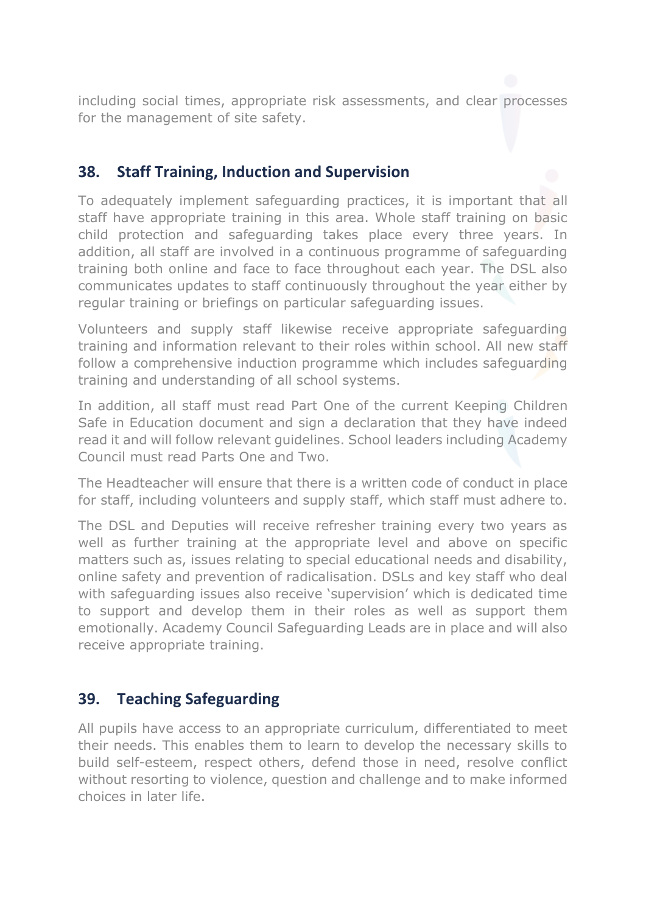including social times, appropriate risk assessments, and clear processes for the management of site safety.

## 38. Staff Training, Induction and Supervision

To adequately implement safeguarding practices, it is important that all staff have appropriate training in this area. Whole staff training on basic child protection and safeguarding takes place every three years. In addition, all staff are involved in a continuous programme of safeguarding training both online and face to face throughout each year. The DSL also communicates updates to staff continuously throughout the year either by regular training or briefings on particular safeguarding issues.

Volunteers and supply staff likewise receive appropriate safeguarding training and information relevant to their roles within school. All new staff follow a comprehensive induction programme which includes safeguarding training and understanding of all school systems.

In addition, all staff must read Part One of the current Keeping Children Safe in Education document and sign a declaration that they have indeed read it and will follow relevant guidelines. School leaders including Academy Council must read Parts One and Two.

The Headteacher will ensure that there is a written code of conduct in place for staff, including volunteers and supply staff, which staff must adhere to.

The DSL and Deputies will receive refresher training every two years as well as further training at the appropriate level and above on specific matters such as, issues relating to special educational needs and disability, online safety and prevention of radicalisation. DSLs and key staff who deal with safeguarding issues also receive 'supervision' which is dedicated time to support and develop them in their roles as well as support them emotionally. Academy Council Safeguarding Leads are in place and will also receive appropriate training.

## 39. Teaching Safeguarding

All pupils have access to an appropriate curriculum, differentiated to meet their needs. This enables them to learn to develop the necessary skills to build self-esteem, respect others, defend those in need, resolve conflict without resorting to violence, question and challenge and to make informed choices in later life.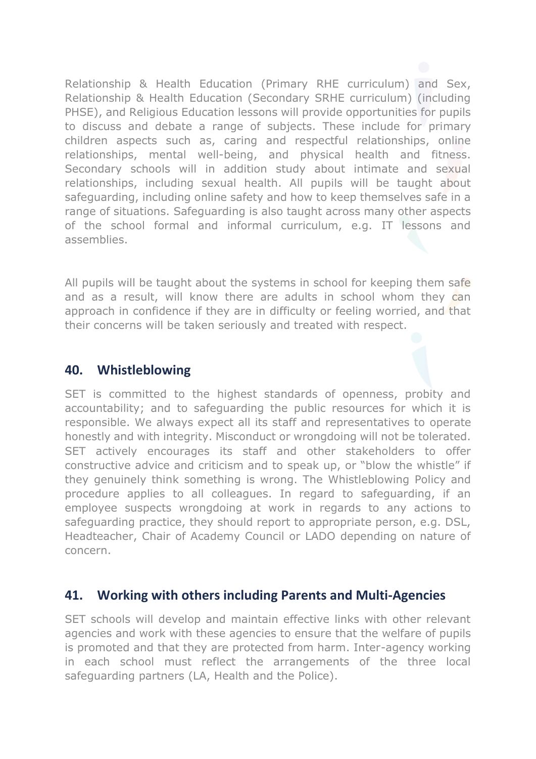Relationship & Health Education (Primary RHE curriculum) and Sex, Relationship & Health Education (Secondary SRHE curriculum) (including PHSE), and Religious Education lessons will provide opportunities for pupils to discuss and debate a range of subjects. These include for primary children aspects such as, caring and respectful relationships, online relationships, mental well-being, and physical health and fitness. Secondary schools will in addition study about intimate and sexual relationships, including sexual health. All pupils will be taught about safeguarding, including online safety and how to keep themselves safe in a range of situations. Safeguarding is also taught across many other aspects of the school formal and informal curriculum, e.g. IT lessons and assemblies.

All pupils will be taught about the systems in school for keeping them safe and as a result, will know there are adults in school whom they can approach in confidence if they are in difficulty or feeling worried, and that their concerns will be taken seriously and treated with respect.

## 40. Whistleblowing

SET is committed to the highest standards of openness, probity and accountability; and to safeguarding the public resources for which it is responsible. We always expect all its staff and representatives to operate honestly and with integrity. Misconduct or wrongdoing will not be tolerated. SET actively encourages its staff and other stakeholders to offer constructive advice and criticism and to speak up, or "blow the whistle" if they genuinely think something is wrong. The Whistleblowing Policy and procedure applies to all colleagues. In regard to safeguarding, if an employee suspects wrongdoing at work in regards to any actions to safeguarding practice, they should report to appropriate person, e.g. DSL, Headteacher, Chair of Academy Council or LADO depending on nature of concern.

## 41. Working with others including Parents and Multi-Agencies

SET schools will develop and maintain effective links with other relevant agencies and work with these agencies to ensure that the welfare of pupils is promoted and that they are protected from harm. Inter-agency working in each school must reflect the arrangements of the three local safeguarding partners (LA, Health and the Police).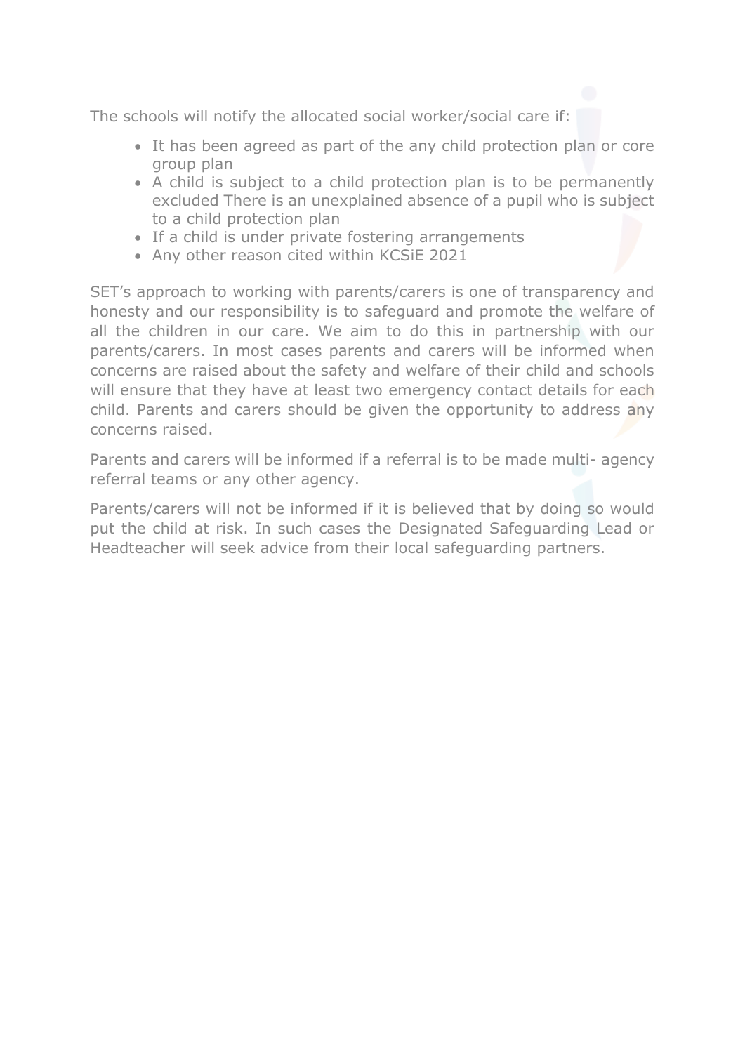The schools will notify the allocated social worker/social care if:

- It has been agreed as part of the any child protection plan or core group plan
- A child is subject to a child protection plan is to be permanently excluded There is an unexplained absence of a pupil who is subject to a child protection plan
- If a child is under private fostering arrangements
- Any other reason cited within KCSiE 2021

SET's approach to working with parents/carers is one of transparency and honesty and our responsibility is to safeguard and promote the welfare of all the children in our care. We aim to do this in partnership with our parents/carers. In most cases parents and carers will be informed when concerns are raised about the safety and welfare of their child and schools will ensure that they have at least two emergency contact details for each child. Parents and carers should be given the opportunity to address any concerns raised.

Parents and carers will be informed if a referral is to be made multi- agency referral teams or any other agency.

Parents/carers will not be informed if it is believed that by doing so would put the child at risk. In such cases the Designated Safeguarding Lead or Headteacher will seek advice from their local safeguarding partners.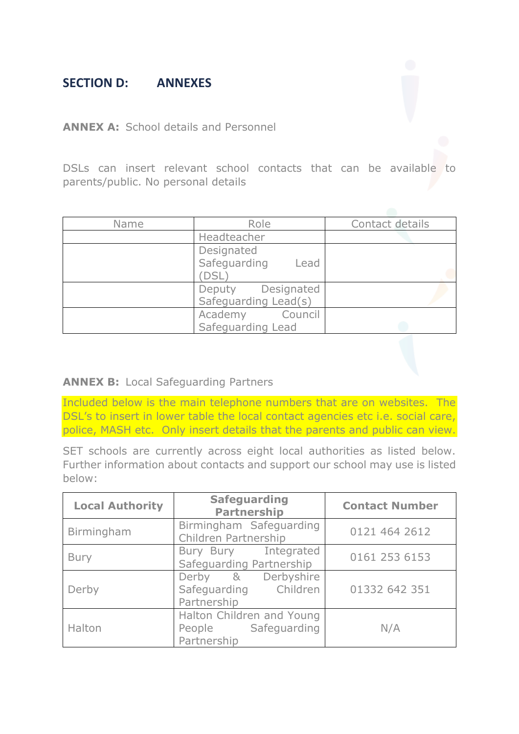## SECTION D: ANNEXES

**ANNEX A:** School details and Personnel

DSLs can insert relevant school contacts that can be available to parents/public. No personal details

| Name | Role | Contact details |
|---|---|---|
| | Headteacher | |
| | Designated Safeguarding Lead (DSL) | |
| | Deputy Designated Safeguarding Lead(s) | |
| | Academy Council Safeguarding Lead | |

**ANNEX B:** Local Safeguarding Partners

Included below is the main telephone numbers that are on websites. The DSL's to insert in lower table the local contact agencies etc i.e. social care, police, MASH etc. Only insert details that the parents and public can view.

SET schools are currently across eight local authorities as listed below. Further information about contacts and support our school may use is listed below:

| Local Authority | Safeguarding Partnership | Contact Number |
|---|---|---|
| Birmingham | Birmingham Safeguarding Children Partnership | 0121 464 2612 |
| Bury | Bury Bury Integrated Safeguarding Partnership | 0161 253 6153 |
| Derby | Derby & Derbyshire Safeguarding Children Partnership | 01332 642 351 |
| Halton | Halton Children and Young People Safeguarding Partnership | N/A |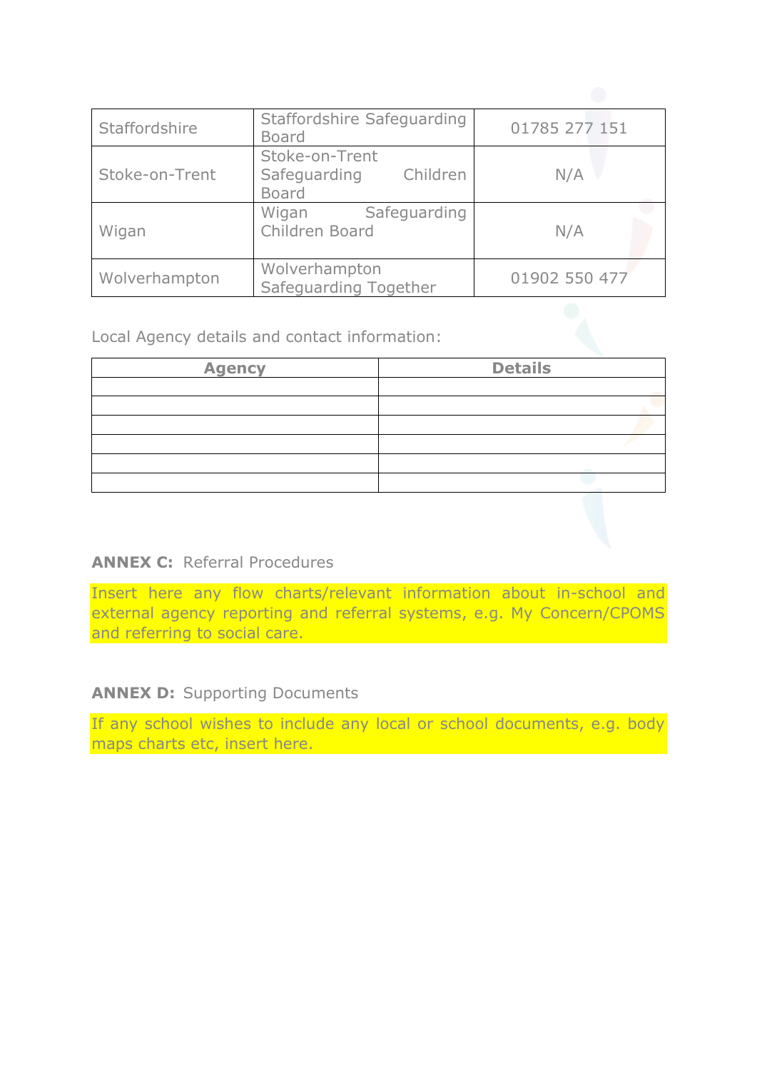| | | |
|---|---|---|
| Staffordshire | Staffordshire Safeguarding Board | 01785 277 151 |
| Stoke-on-Trent | Stoke-on-Trent Safeguarding Children Board | N/A |
| Wigan | Wigan Safeguarding Children Board | N/A |
| Wolverhampton | Wolverhampton Safeguarding Together | 01902 550 477 |

Local Agency details and contact information:

| Agency | Details |
|---|---|
| | |
| | |
| | |
| | |
| | |
| | |

**ANNEX C:** Referral Procedures

Insert here any flow charts/relevant information about in-school and external agency reporting and referral systems, e.g. My Concern/CPOMS and referring to social care.

**ANNEX D:** Supporting Documents

If any school wishes to include any local or school documents, e.g. body maps charts etc, insert here.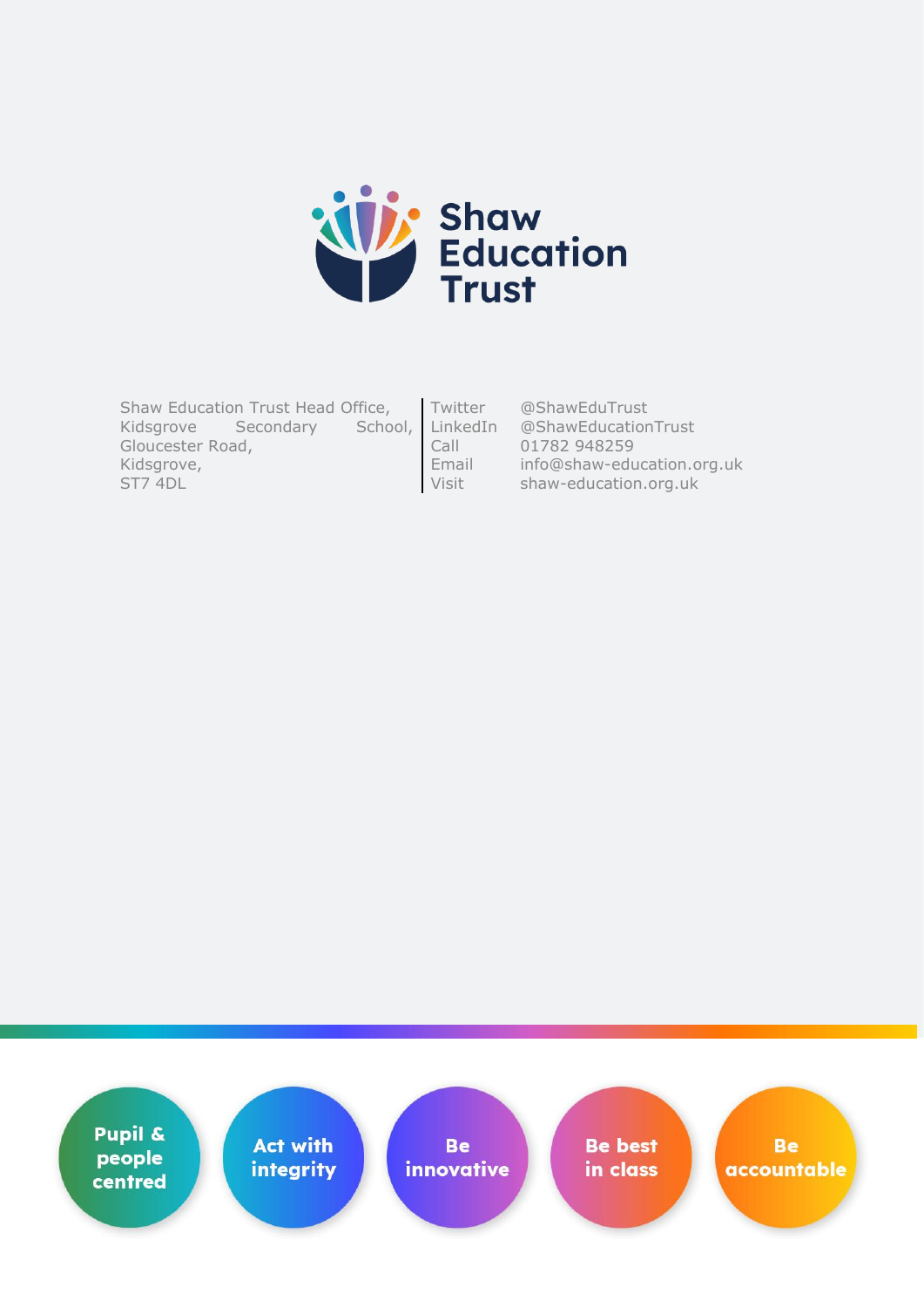Shaw Education Trust

Shaw Education Trust Head Office,
Kidsgrove Secondary School,
Gloucester Road,
Kidsgrove,
ST7 4DL

| | |
|---|---|
| Twitter | @ShawEduTrust |
| LinkedIn | @ShawEducationTrust |
| Call | 01782 948259 |
| Email | info@shaw-education.org.uk |
| Visit | shaw-education.org.uk |

Pupil & people centred

Act with integrity

Be innovative

Be best in class

Be accountable